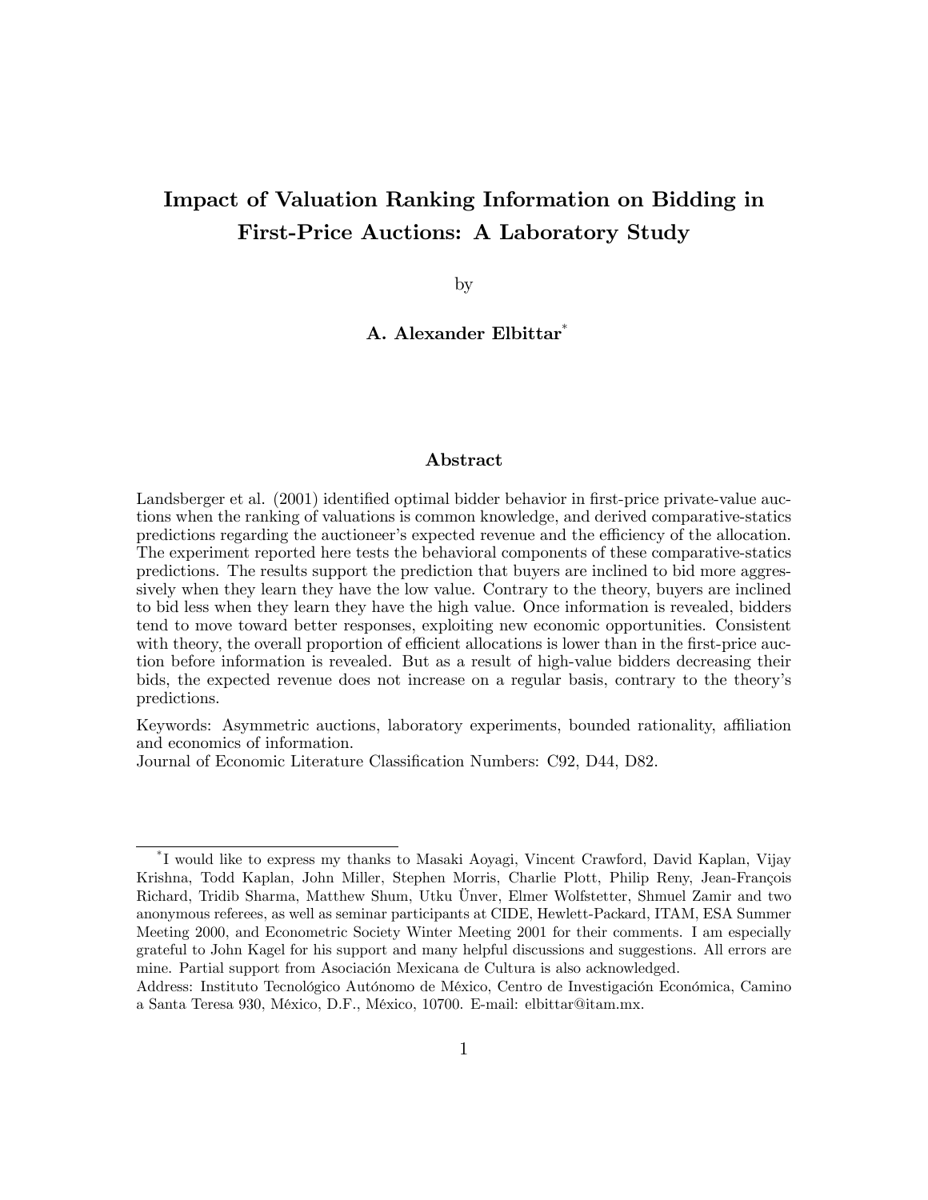# Impact of Valuation Ranking Information on Bidding in First-Price Auctions: A Laboratory Study

by

**A. Alexander Elbittar**[*]

## Abstract

Landsberger et al. (2001) identified optimal bidder behavior in first-price private-value auctions when the ranking of valuations is common knowledge, and derived comparative-statics predictions regarding the auctioneer's expected revenue and the efficiency of the allocation. The experiment reported here tests the behavioral components of these comparative-statics predictions. The results support the prediction that buyers are inclined to bid more aggressively when they learn they have the low value. Contrary to the theory, buyers are inclined to bid less when they learn they have the high value. Once information is revealed, bidders tend to move toward better responses, exploiting new economic opportunities. Consistent with theory, the overall proportion of efficient allocations is lower than in the first-price auction before information is revealed. But as a result of high-value bidders decreasing their bids, the expected revenue does not increase on a regular basis, contrary to the theory's predictions.

Keywords: Asymmetric auctions, laboratory experiments, bounded rationality, affiliation and economics of information.

Journal of Economic Literature Classification Numbers: C92, D44, D82.

---

[*] I would like to express my thanks to Masaki Aoyagi, Vincent Crawford, David Kaplan, Vijay Krishna, Todd Kaplan, John Miller, Stephen Morris, Charlie Plott, Philip Reny, Jean-François Richard, Tridib Sharma, Matthew Shum, Utku Ünver, Elmer Wolfstetter, Shmuel Zamir and two anonymous referees, as well as seminar participants at CIDE, Hewlett-Packard, ITAM, ESA Summer Meeting 2000, and Econometric Society Winter Meeting 2001 for their comments. I am especially grateful to John Kagel for his support and many helpful discussions and suggestions. All errors are mine. Partial support from Asociación Mexicana de Cultura is also acknowledged.

Address: Instituto Tecnológico Autónomo de México, Centro de Investigación Económica, Camino a Santa Teresa 930, México, D.F., México, 10700. E-mail: elbittar@itam.mx.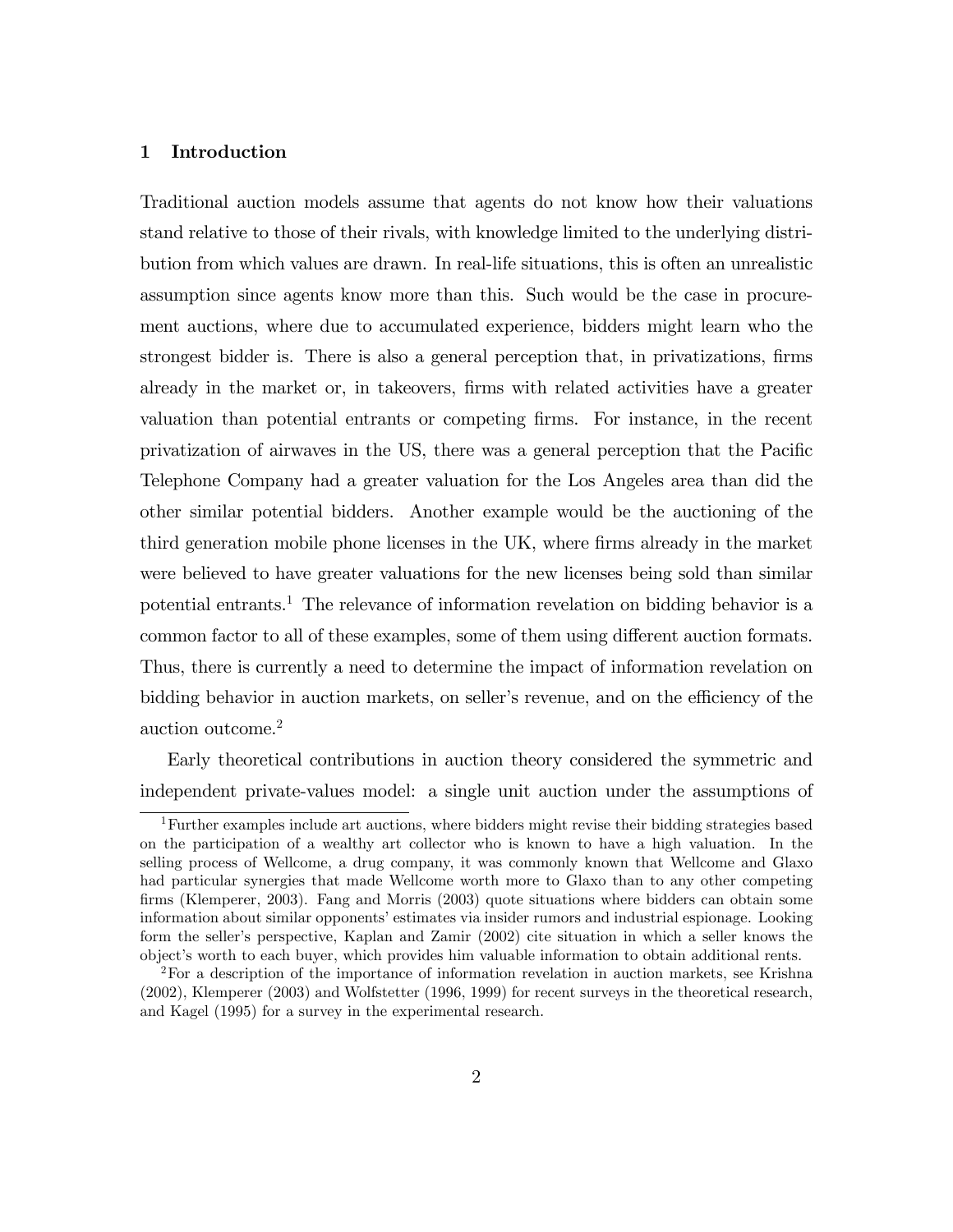## 1 Introduction

Traditional auction models assume that agents do not know how their valuations stand relative to those of their rivals, with knowledge limited to the underlying distribution from which values are drawn. In real-life situations, this is often an unrealistic assumption since agents know more than this. Such would be the case in procurement auctions, where due to accumulated experience, bidders might learn who the strongest bidder is. There is also a general perception that, in privatizations, firms already in the market or, in takeovers, firms with related activities have a greater valuation than potential entrants or competing firms. For instance, in the recent privatization of airwaves in the US, there was a general perception that the Pacific Telephone Company had a greater valuation for the Los Angeles area than did the other similar potential bidders. Another example would be the auctioning of the third generation mobile phone licenses in the UK, where firms already in the market were believed to have greater valuations for the new licenses being sold than similar potential entrants.[1] The relevance of information revelation on bidding behavior is a common factor to all of these examples, some of them using different auction formats. Thus, there is currently a need to determine the impact of information revelation on bidding behavior in auction markets, on seller's revenue, and on the efficiency of the auction outcome.[2]

Early theoretical contributions in auction theory considered the symmetric and independent private-values model: a single unit auction under the assumptions of

[1] Further examples include art auctions, where bidders might revise their bidding strategies based on the participation of a wealthy art collector who is known to have a high valuation. In the selling process of Wellcome, a drug company, it was commonly known that Wellcome and Glaxo had particular synergies that made Wellcome worth more to Glaxo than to any other competing firms (Klemperer, 2003). Fang and Morris (2003) quote situations where bidders can obtain some information about similar opponents' estimates via insider rumors and industrial espionage. Looking form the seller's perspective, Kaplan and Zamir (2002) cite situation in which a seller knows the object's worth to each buyer, which provides him valuable information to obtain additional rents.

[2] For a description of the importance of information revelation in auction markets, see Krishna (2002), Klemperer (2003) and Wolfstetter (1996, 1999) for recent surveys in the theoretical research, and Kagel (1995) for a survey in the experimental research.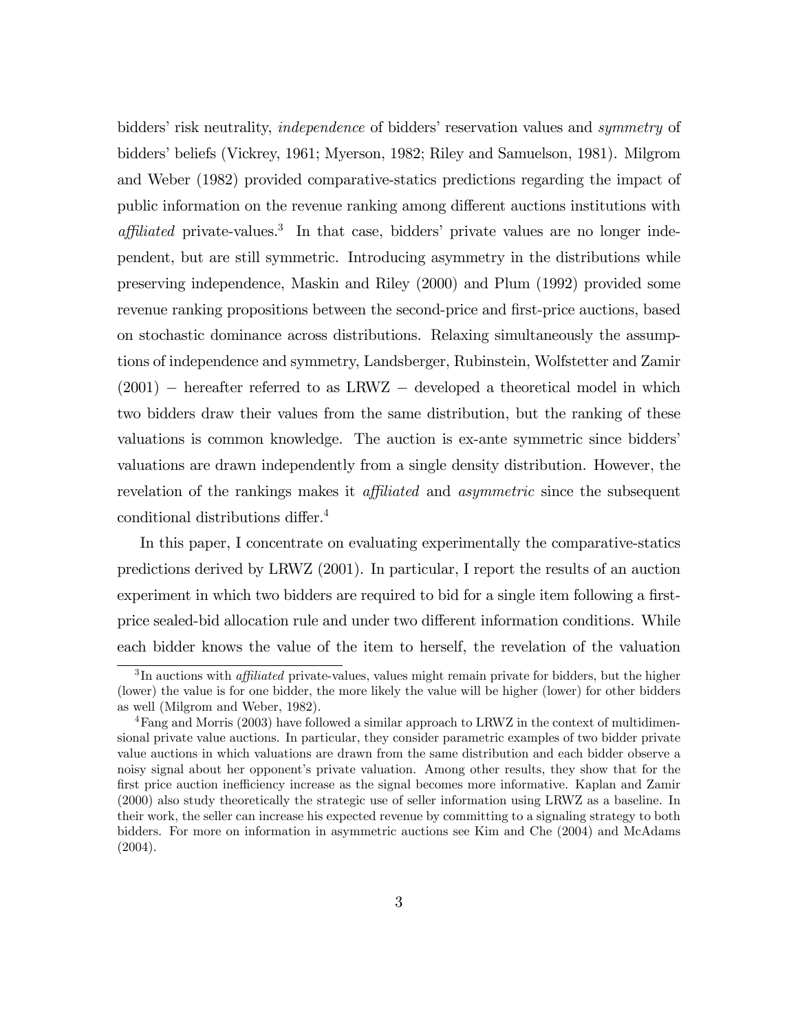bidders' risk neutrality, *independence* of bidders' reservation values and *symmetry* of bidders' beliefs (Vickrey, 1961; Myerson, 1982; Riley and Samuelson, 1981). Milgrom and Weber (1982) provided comparative-statics predictions regarding the impact of public information on the revenue ranking among different auctions institutions with *affiliated* private-values.[3] In that case, bidders' private values are no longer independent, but are still symmetric. Introducing asymmetry in the distributions while preserving independence, Maskin and Riley (2000) and Plum (1992) provided some revenue ranking propositions between the second-price and first-price auctions, based on stochastic dominance across distributions. Relaxing simultaneously the assumptions of independence and symmetry, Landsberger, Rubinstein, Wolfstetter and Zamir (2001) − hereafter referred to as LRWZ − developed a theoretical model in which two bidders draw their values from the same distribution, but the ranking of these valuations is common knowledge. The auction is ex-ante symmetric since bidders' valuations are drawn independently from a single density distribution. However, the revelation of the rankings makes it *affiliated* and *asymmetric* since the subsequent conditional distributions differ.[4]

In this paper, I concentrate on evaluating experimentally the comparative-statics predictions derived by LRWZ (2001). In particular, I report the results of an auction experiment in which two bidders are required to bid for a single item following a first-price sealed-bid allocation rule and under two different information conditions. While each bidder knows the value of the item to herself, the revelation of the valuation

[3] In auctions with *affiliated* private-values, values might remain private for bidders, but the higher (lower) the value is for one bidder, the more likely the value will be higher (lower) for other bidders as well (Milgrom and Weber, 1982).

[4] Fang and Morris (2003) have followed a similar approach to LRWZ in the context of multidimensional private value auctions. In particular, they consider parametric examples of two bidder private value auctions in which valuations are drawn from the same distribution and each bidder observe a noisy signal about her opponent's private valuation. Among other results, they show that for the first price auction inefficiency increase as the signal becomes more informative. Kaplan and Zamir (2000) also study theoretically the strategic use of seller information using LRWZ as a baseline. In their work, the seller can increase his expected revenue by committing to a signaling strategy to both bidders. For more on information in asymmetric auctions see Kim and Che (2004) and McAdams (2004).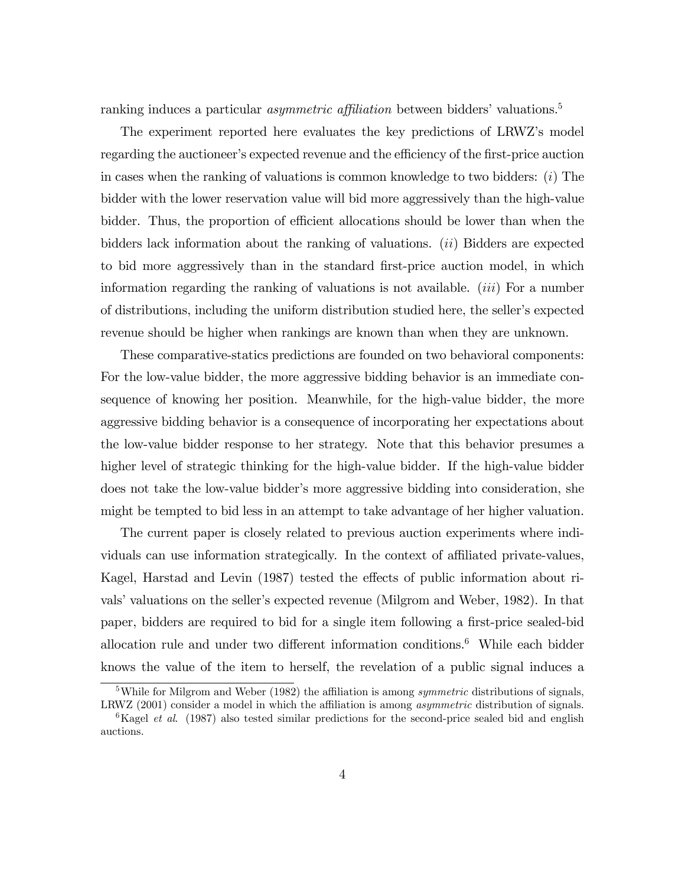ranking induces a particular *asymmetric affiliation* between bidders' valuations.[5]

The experiment reported here evaluates the key predictions of LRWZ's model regarding the auctioneer's expected revenue and the efficiency of the first-price auction in cases when the ranking of valuations is common knowledge to two bidders: (*i*) The bidder with the lower reservation value will bid more aggressively than the high-value bidder. Thus, the proportion of efficient allocations should be lower than when the bidders lack information about the ranking of valuations. (*ii*) Bidders are expected to bid more aggressively than in the standard first-price auction model, in which information regarding the ranking of valuations is not available. (*iii*) For a number of distributions, including the uniform distribution studied here, the seller's expected revenue should be higher when rankings are known than when they are unknown.

These comparative-statics predictions are founded on two behavioral components: For the low-value bidder, the more aggressive bidding behavior is an immediate consequence of knowing her position. Meanwhile, for the high-value bidder, the more aggressive bidding behavior is a consequence of incorporating her expectations about the low-value bidder response to her strategy. Note that this behavior presumes a higher level of strategic thinking for the high-value bidder. If the high-value bidder does not take the low-value bidder's more aggressive bidding into consideration, she might be tempted to bid less in an attempt to take advantage of her higher valuation.

The current paper is closely related to previous auction experiments where individuals can use information strategically. In the context of affiliated private-values, Kagel, Harstad and Levin (1987) tested the effects of public information about rivals' valuations on the seller's expected revenue (Milgrom and Weber, 1982). In that paper, bidders are required to bid for a single item following a first-price sealed-bid allocation rule and under two different information conditions.[6] While each bidder knows the value of the item to herself, the revelation of a public signal induces a

[5] While for Milgrom and Weber (1982) the affiliation is among *symmetric* distributions of signals, LRWZ (2001) consider a model in which the affiliation is among *asymmetric* distribution of signals.

[6] Kagel *et al.* (1987) also tested similar predictions for the second-price sealed bid and english auctions.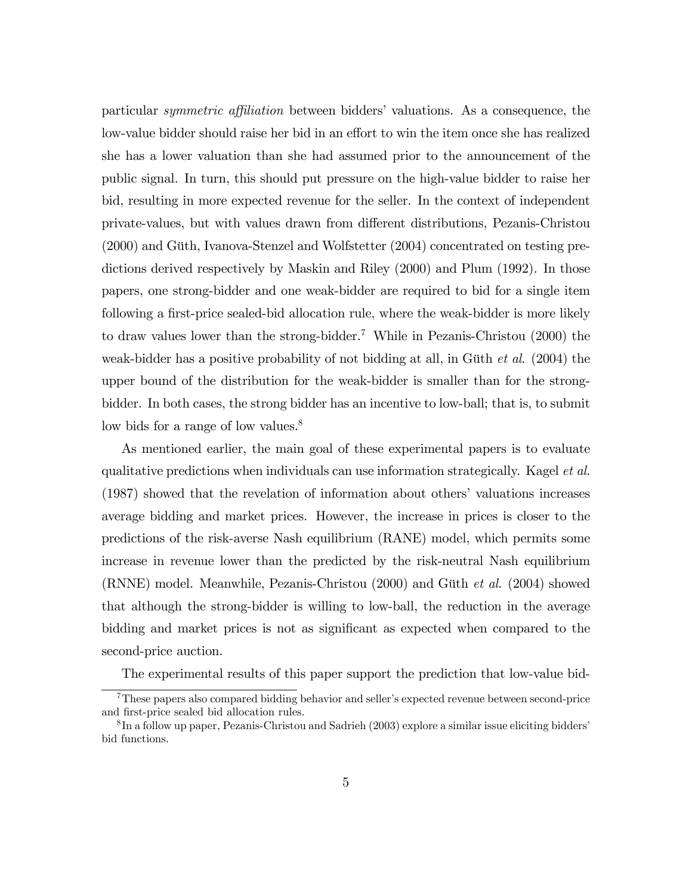particular *symmetric affiliation* between bidders' valuations. As a consequence, the low-value bidder should raise her bid in an effort to win the item once she has realized she has a lower valuation than she had assumed prior to the announcement of the public signal. In turn, this should put pressure on the high-value bidder to raise her bid, resulting in more expected revenue for the seller. In the context of independent private-values, but with values drawn from different distributions, Pezanis-Christou (2000) and Güth, Ivanova-Stenzel and Wolfstetter (2004) concentrated on testing predictions derived respectively by Maskin and Riley (2000) and Plum (1992). In those papers, one strong-bidder and one weak-bidder are required to bid for a single item following a first-price sealed-bid allocation rule, where the weak-bidder is more likely to draw values lower than the strong-bidder.[7] While in Pezanis-Christou (2000) the weak-bidder has a positive probability of not bidding at all, in Güth *et al.* (2004) the upper bound of the distribution for the weak-bidder is smaller than for the strong-bidder. In both cases, the strong bidder has an incentive to low-ball; that is, to submit low bids for a range of low values.[8]

As mentioned earlier, the main goal of these experimental papers is to evaluate qualitative predictions when individuals can use information strategically. Kagel *et al.* (1987) showed that the revelation of information about others' valuations increases average bidding and market prices. However, the increase in prices is closer to the predictions of the risk-averse Nash equilibrium (RANE) model, which permits some increase in revenue lower than the predicted by the risk-neutral Nash equilibrium (RNNE) model. Meanwhile, Pezanis-Christou (2000) and Güth *et al.* (2004) showed that although the strong-bidder is willing to low-ball, the reduction in the average bidding and market prices is not as significant as expected when compared to the second-price auction.

The experimental results of this paper support the prediction that low-value bid-

[7] These papers also compared bidding behavior and seller's expected revenue between second-price and first-price sealed bid allocation rules.

[8] In a follow up paper, Pezanis-Christou and Sadrieh (2003) explore a similar issue eliciting bidders' bid functions.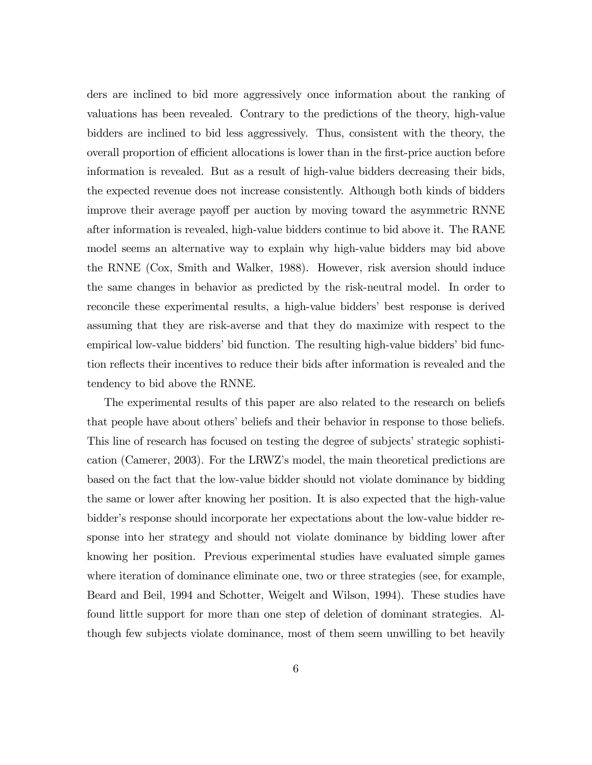ders are inclined to bid more aggressively once information about the ranking of valuations has been revealed. Contrary to the predictions of the theory, high-value bidders are inclined to bid less aggressively. Thus, consistent with the theory, the overall proportion of efficient allocations is lower than in the first-price auction before information is revealed. But as a result of high-value bidders decreasing their bids, the expected revenue does not increase consistently. Although both kinds of bidders improve their average payoff per auction by moving toward the asymmetric RNNE after information is revealed, high-value bidders continue to bid above it. The RANE model seems an alternative way to explain why high-value bidders may bid above the RNNE (Cox, Smith and Walker, 1988). However, risk aversion should induce the same changes in behavior as predicted by the risk-neutral model. In order to reconcile these experimental results, a high-value bidders' best response is derived assuming that they are risk-averse and that they do maximize with respect to the empirical low-value bidders' bid function. The resulting high-value bidders' bid function reflects their incentives to reduce their bids after information is revealed and the tendency to bid above the RNNE.

The experimental results of this paper are also related to the research on beliefs that people have about others' beliefs and their behavior in response to those beliefs. This line of research has focused on testing the degree of subjects' strategic sophistication (Camerer, 2003). For the LRWZ's model, the main theoretical predictions are based on the fact that the low-value bidder should not violate dominance by bidding the same or lower after knowing her position. It is also expected that the high-value bidder's response should incorporate her expectations about the low-value bidder response into her strategy and should not violate dominance by bidding lower after knowing her position. Previous experimental studies have evaluated simple games where iteration of dominance eliminate one, two or three strategies (see, for example, Beard and Beil, 1994 and Schotter, Weigelt and Wilson, 1994). These studies have found little support for more than one step of deletion of dominant strategies. Although few subjects violate dominance, most of them seem unwilling to bet heavily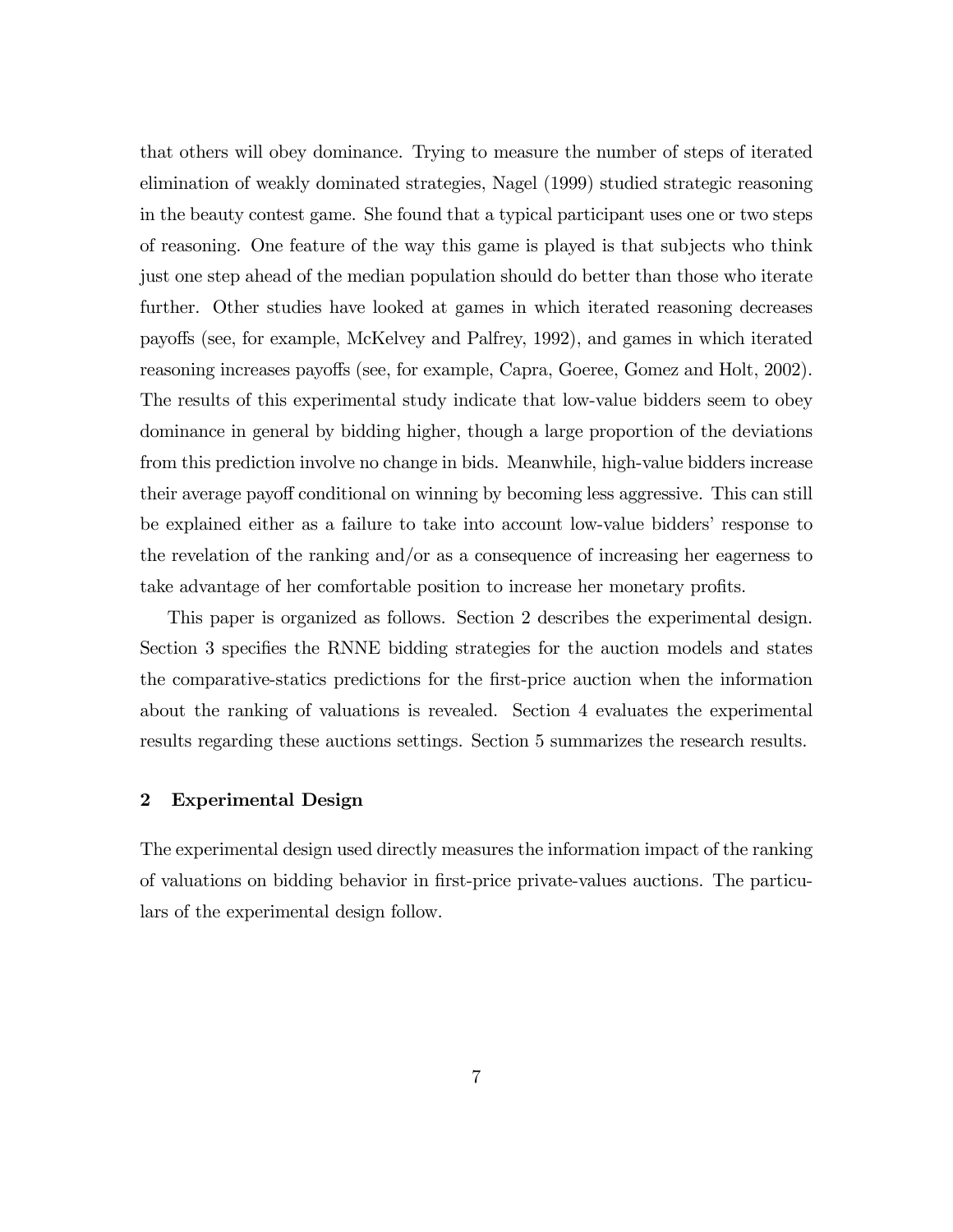that others will obey dominance. Trying to measure the number of steps of iterated elimination of weakly dominated strategies, Nagel (1999) studied strategic reasoning in the beauty contest game. She found that a typical participant uses one or two steps of reasoning. One feature of the way this game is played is that subjects who think just one step ahead of the median population should do better than those who iterate further. Other studies have looked at games in which iterated reasoning decreases payoffs (see, for example, McKelvey and Palfrey, 1992), and games in which iterated reasoning increases payoffs (see, for example, Capra, Goeree, Gomez and Holt, 2002). The results of this experimental study indicate that low-value bidders seem to obey dominance in general by bidding higher, though a large proportion of the deviations from this prediction involve no change in bids. Meanwhile, high-value bidders increase their average payoff conditional on winning by becoming less aggressive. This can still be explained either as a failure to take into account low-value bidders' response to the revelation of the ranking and/or as a consequence of increasing her eagerness to take advantage of her comfortable position to increase her monetary profits.

This paper is organized as follows. Section 2 describes the experimental design. Section 3 specifies the RNNE bidding strategies for the auction models and states the comparative-statics predictions for the first-price auction when the information about the ranking of valuations is revealed. Section 4 evaluates the experimental results regarding these auctions settings. Section 5 summarizes the research results.

## 2 Experimental Design

The experimental design used directly measures the information impact of the ranking of valuations on bidding behavior in first-price private-values auctions. The particulars of the experimental design follow.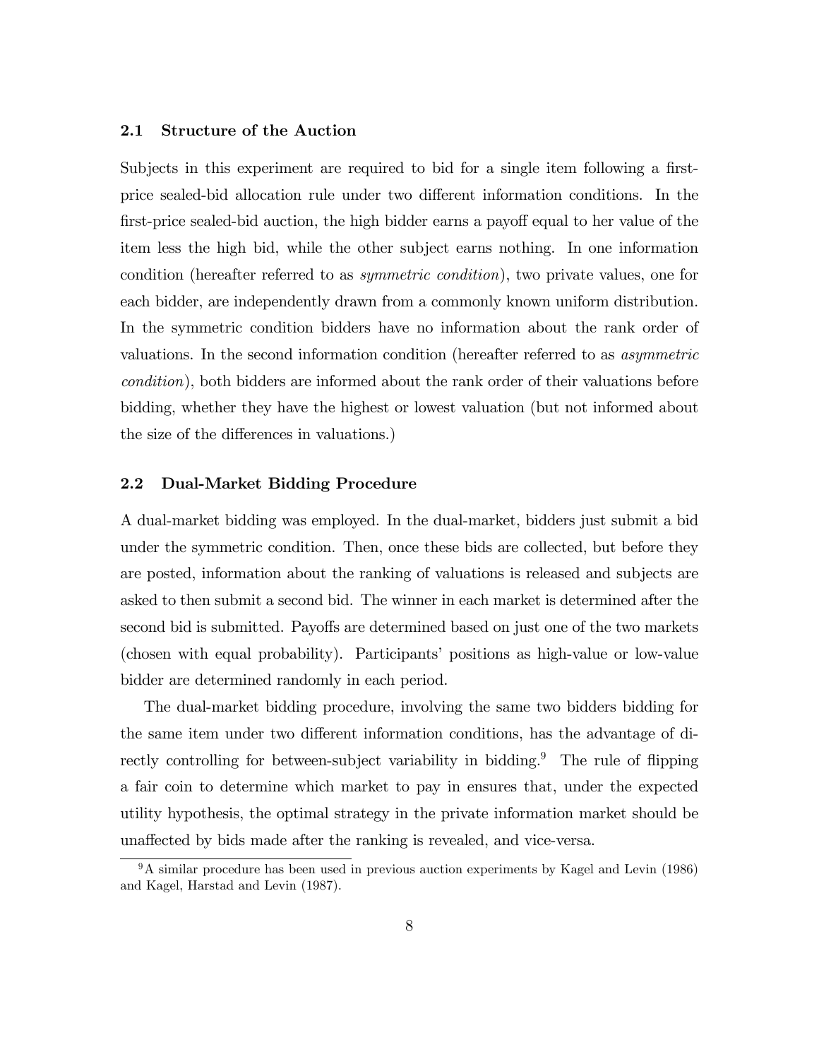### 2.1 Structure of the Auction

Subjects in this experiment are required to bid for a single item following a first-price sealed-bid allocation rule under two different information conditions. In the first-price sealed-bid auction, the high bidder earns a payoff equal to her value of the item less the high bid, while the other subject earns nothing. In one information condition (hereafter referred to as *symmetric condition*), two private values, one for each bidder, are independently drawn from a commonly known uniform distribution. In the symmetric condition bidders have no information about the rank order of valuations. In the second information condition (hereafter referred to as *asymmetric condition*), both bidders are informed about the rank order of their valuations before bidding, whether they have the highest or lowest valuation (but not informed about the size of the differences in valuations.)

### 2.2 Dual-Market Bidding Procedure

A dual-market bidding was employed. In the dual-market, bidders just submit a bid under the symmetric condition. Then, once these bids are collected, but before they are posted, information about the ranking of valuations is released and subjects are asked to then submit a second bid. The winner in each market is determined after the second bid is submitted. Payoffs are determined based on just one of the two markets (chosen with equal probability). Participants' positions as high-value or low-value bidder are determined randomly in each period.

The dual-market bidding procedure, involving the same two bidders bidding for the same item under two different information conditions, has the advantage of directly controlling for between-subject variability in bidding.[9] The rule of flipping a fair coin to determine which market to pay in ensures that, under the expected utility hypothesis, the optimal strategy in the private information market should be unaffected by bids made after the ranking is revealed, and vice-versa.

[9] A similar procedure has been used in previous auction experiments by Kagel and Levin (1986) and Kagel, Harstad and Levin (1987).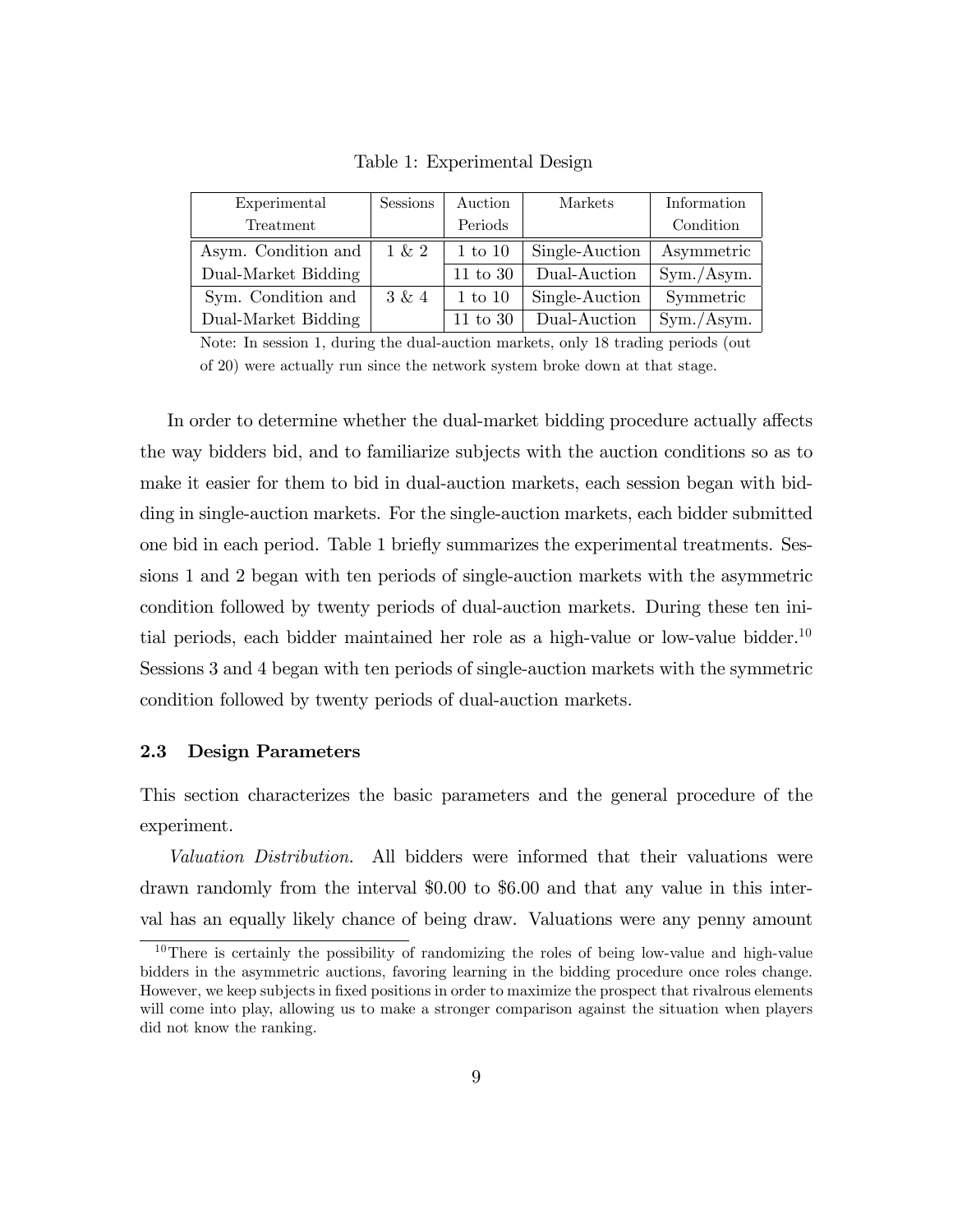Table 1: Experimental Design

| Experimental Treatment | Sessions | Auction Periods | Markets | Information Condition |
|---|---|---|---|---|
| Asym. Condition and | 1 & 2 | 1 to 10 | Single-Auction | Asymmetric |
| Dual-Market Bidding | | 11 to 30 | Dual-Auction | Sym./Asym. |
| Sym. Condition and | 3 & 4 | 1 to 10 | Single-Auction | Symmetric |
| Dual-Market Bidding | | 11 to 30 | Dual-Auction | Sym./Asym. |

Note: In session 1, during the dual-auction markets, only 18 trading periods (out of 20) were actually run since the network system broke down at that stage.

In order to determine whether the dual-market bidding procedure actually affects the way bidders bid, and to familiarize subjects with the auction conditions so as to make it easier for them to bid in dual-auction markets, each session began with bidding in single-auction markets. For the single-auction markets, each bidder submitted one bid in each period. Table 1 briefly summarizes the experimental treatments. Sessions 1 and 2 began with ten periods of single-auction markets with the asymmetric condition followed by twenty periods of dual-auction markets. During these ten initial periods, each bidder maintained her role as a high-value or low-value bidder.[10] Sessions 3 and 4 began with ten periods of single-auction markets with the symmetric condition followed by twenty periods of dual-auction markets.

### 2.3 Design Parameters

This section characterizes the basic parameters and the general procedure of the experiment.

*Valuation Distribution.* All bidders were informed that their valuations were drawn randomly from the interval \$0.00 to \$6.00 and that any value in this interval has an equally likely chance of being draw. Valuations were any penny amount

[10] There is certainly the possibility of randomizing the roles of being low-value and high-value bidders in the asymmetric auctions, favoring learning in the bidding procedure once roles change. However, we keep subjects in fixed positions in order to maximize the prospect that rivalrous elements will come into play, allowing us to make a stronger comparison against the situation when players did not know the ranking.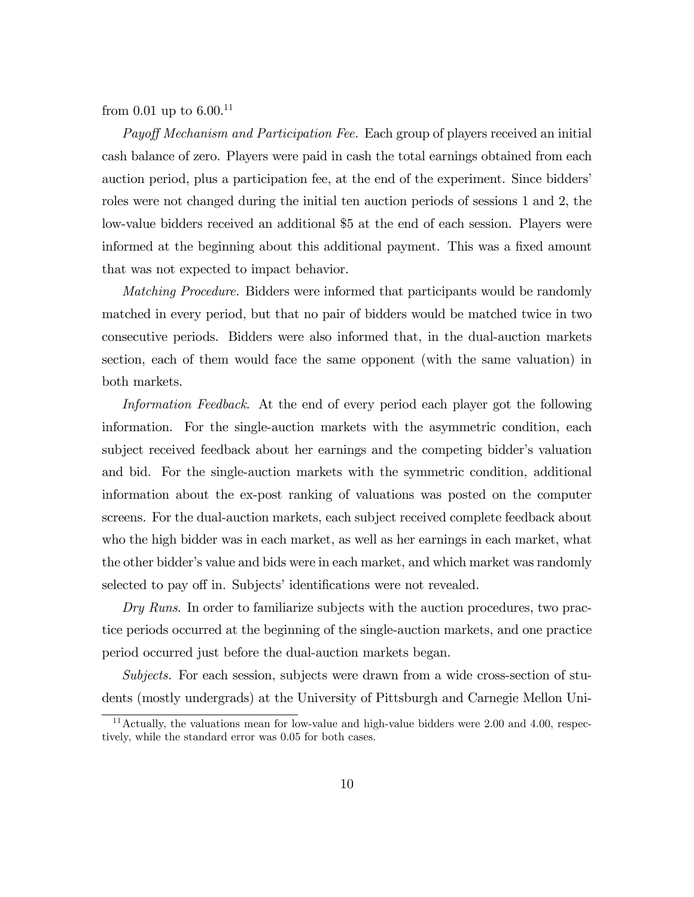from 0.01 up to 6.00.[11]

*Payoff Mechanism and Participation Fee.* Each group of players received an initial cash balance of zero. Players were paid in cash the total earnings obtained from each auction period, plus a participation fee, at the end of the experiment. Since bidders' roles were not changed during the initial ten auction periods of sessions 1 and 2, the low-value bidders received an additional $5 at the end of each session. Players were informed at the beginning about this additional payment. This was a fixed amount that was not expected to impact behavior.

*Matching Procedure.* Bidders were informed that participants would be randomly matched in every period, but that no pair of bidders would be matched twice in two consecutive periods. Bidders were also informed that, in the dual-auction markets section, each of them would face the same opponent (with the same valuation) in both markets.

*Information Feedback.* At the end of every period each player got the following information. For the single-auction markets with the asymmetric condition, each subject received feedback about her earnings and the competing bidder's valuation and bid. For the single-auction markets with the symmetric condition, additional information about the ex-post ranking of valuations was posted on the computer screens. For the dual-auction markets, each subject received complete feedback about who the high bidder was in each market, as well as her earnings in each market, what the other bidder's value and bids were in each market, and which market was randomly selected to pay off in. Subjects' identifications were not revealed.

*Dry Runs.* In order to familiarize subjects with the auction procedures, two practice periods occurred at the beginning of the single-auction markets, and one practice period occurred just before the dual-auction markets began.

*Subjects.* For each session, subjects were drawn from a wide cross-section of students (mostly undergrads) at the University of Pittsburgh and Carnegie Mellon Uni-

[11] Actually, the valuations mean for low-value and high-value bidders were 2.00 and 4.00, respectively, while the standard error was 0.05 for both cases.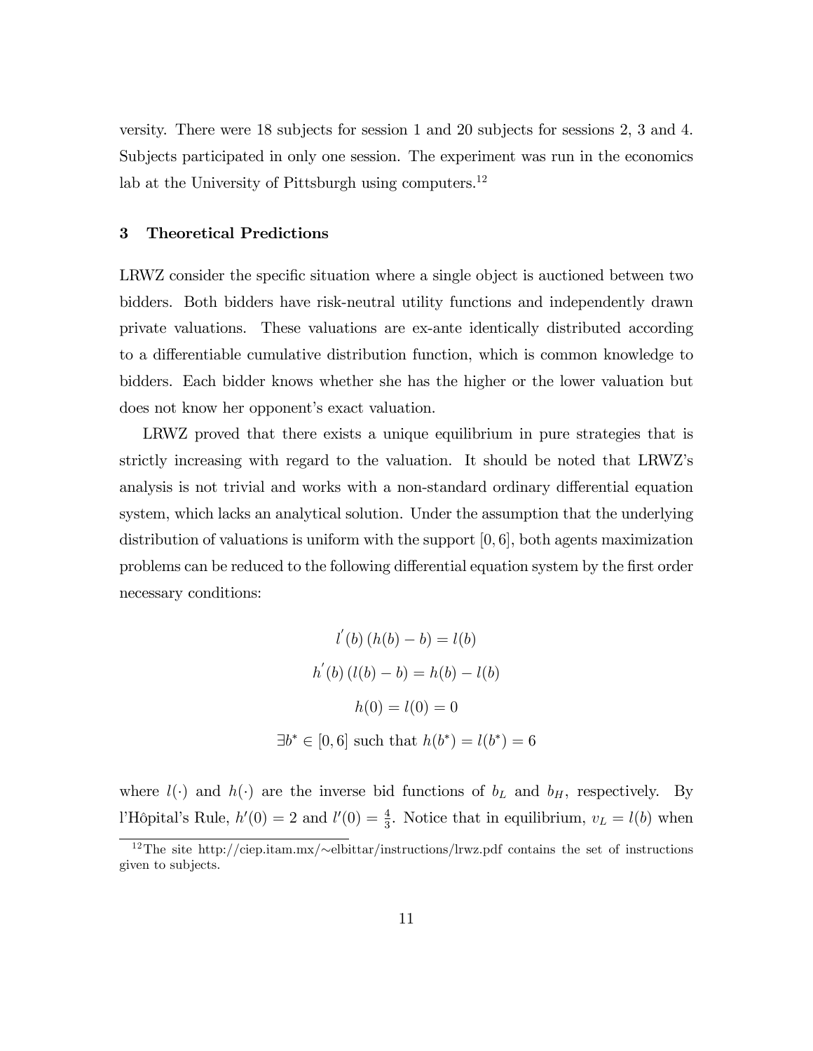versity. There were 18 subjects for session 1 and 20 subjects for sessions 2, 3 and 4. Subjects participated in only one session. The experiment was run in the economics lab at the University of Pittsburgh using computers.[12]

## 3 Theoretical Predictions

LRWZ consider the specific situation where a single object is auctioned between two bidders. Both bidders have risk-neutral utility functions and independently drawn private valuations. These valuations are ex-ante identically distributed according to a differentiable cumulative distribution function, which is common knowledge to bidders. Each bidder knows whether she has the higher or the lower valuation but does not know her opponent's exact valuation.

LRWZ proved that there exists a unique equilibrium in pure strategies that is strictly increasing with regard to the valuation. It should be noted that LRWZ's analysis is not trivial and works with a non-standard ordinary differential equation system, which lacks an analytical solution. Under the assumption that the underlying distribution of valuations is uniform with the support $[0, 6]$, both agents maximization problems can be reduced to the following differential equation system by the first order necessary conditions:

$$l^{'}(b)\,(h(b) - b) = l(b)$$

$$h^{'}(b)\,(l(b) - b) = h(b) - l(b)$$

$$h(0) = l(0) = 0$$

$$\exists b^{*} \in [0, 6] \text{ such that } h(b^{*}) = l(b^{*}) = 6$$

where $l(\cdot)$ and $h(\cdot)$ are the inverse bid functions of $b_L$ and $b_H$, respectively. By l'Hôpital's Rule, $h'(0) = 2$ and $l'(0) = \frac{4}{3}$. Notice that in equilibrium, $v_L = l(b)$ when

[12] The site http://ciep.itam.mx/~elbittar/instructions/lrwz.pdf contains the set of instructions given to subjects.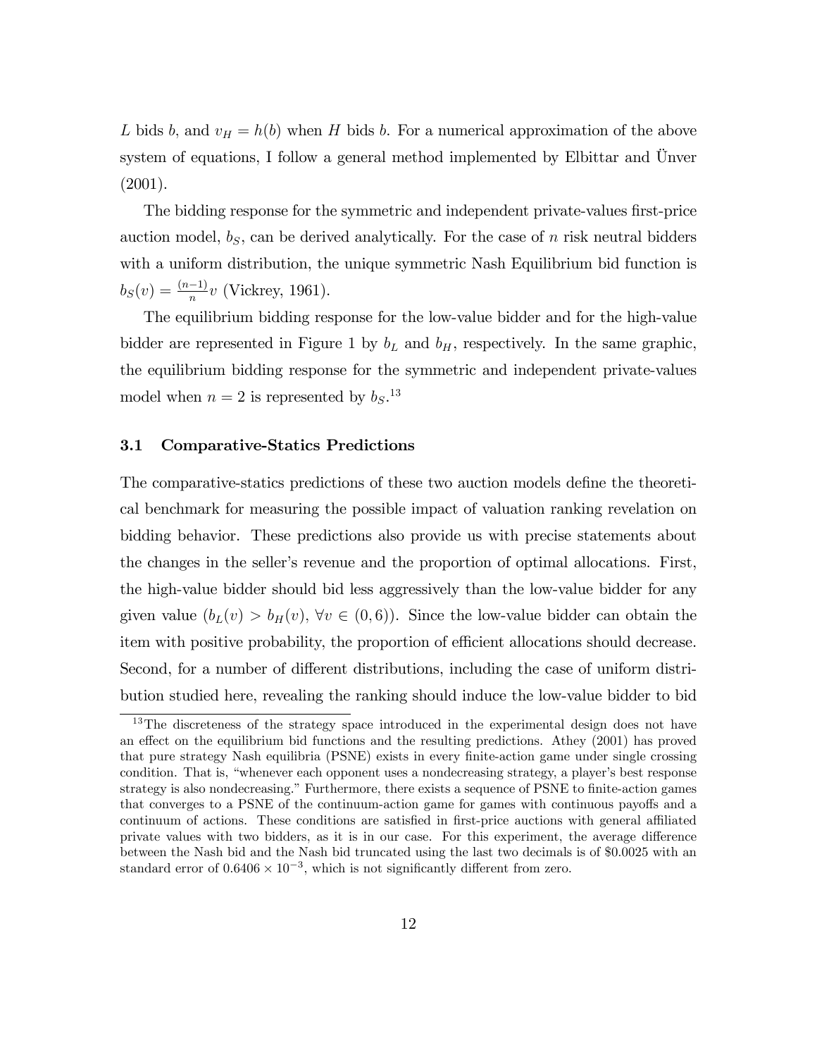$L$ bids $b$, and $v_H = h(b)$ when $H$ bids $b$. For a numerical approximation of the above system of equations, I follow a general method implemented by Elbittar and Ünver (2001).

The bidding response for the symmetric and independent private-values first-price auction model, $b_S$, can be derived analytically. For the case of $n$ risk neutral bidders with a uniform distribution, the unique symmetric Nash Equilibrium bid function is $b_S(v) = \frac{(n-1)}{n}v$ (Vickrey, 1961).

The equilibrium bidding response for the low-value bidder and for the high-value bidder are represented in Figure 1 by $b_L$ and $b_H$, respectively. In the same graphic, the equilibrium bidding response for the symmetric and independent private-values model when $n = 2$ is represented by $b_S$.[13]

### 3.1 Comparative-Statics Predictions

The comparative-statics predictions of these two auction models define the theoretical benchmark for measuring the possible impact of valuation ranking revelation on bidding behavior. These predictions also provide us with precise statements about the changes in the seller's revenue and the proportion of optimal allocations. First, the high-value bidder should bid less aggressively than the low-value bidder for any given value ($b_L(v) > b_H(v)$, $\forall v \in (0, 6)$). Since the low-value bidder can obtain the item with positive probability, the proportion of efficient allocations should decrease. Second, for a number of different distributions, including the case of uniform distribution studied here, revealing the ranking should induce the low-value bidder to bid

[13] The discreteness of the strategy space introduced in the experimental design does not have an effect on the equilibrium bid functions and the resulting predictions. Athey (2001) has proved that pure strategy Nash equilibria (PSNE) exists in every finite-action game under single crossing condition. That is, "whenever each opponent uses a nondecreasing strategy, a player's best response strategy is also nondecreasing." Furthermore, there exists a sequence of PSNE to finite-action games that converges to a PSNE of the continuum-action game for games with continuous payoffs and a continuum of actions. These conditions are satisfied in first-price auctions with general affiliated private values with two bidders, as it is in our case. For this experiment, the average difference between the Nash bid and the Nash bid truncated using the last two decimals is of \$0.0025 with an standard error of $0.6406 \times 10^{-3}$, which is not significantly different from zero.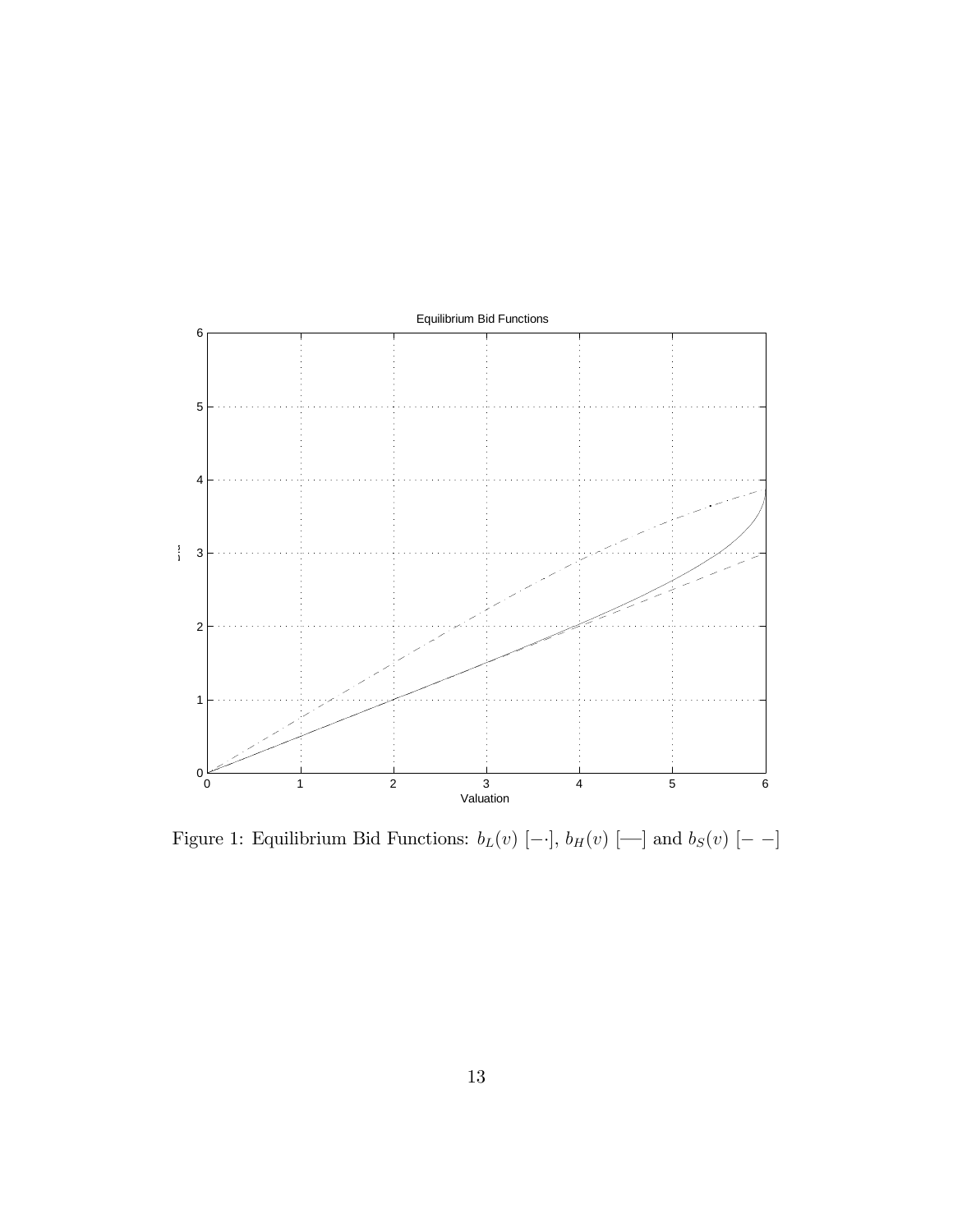Figure 1: Equilibrium Bid Functions: $b_L(v)$ [$-\cdot$], $b_H(v)$ [—] and $b_S(v)$ [$-\ -$]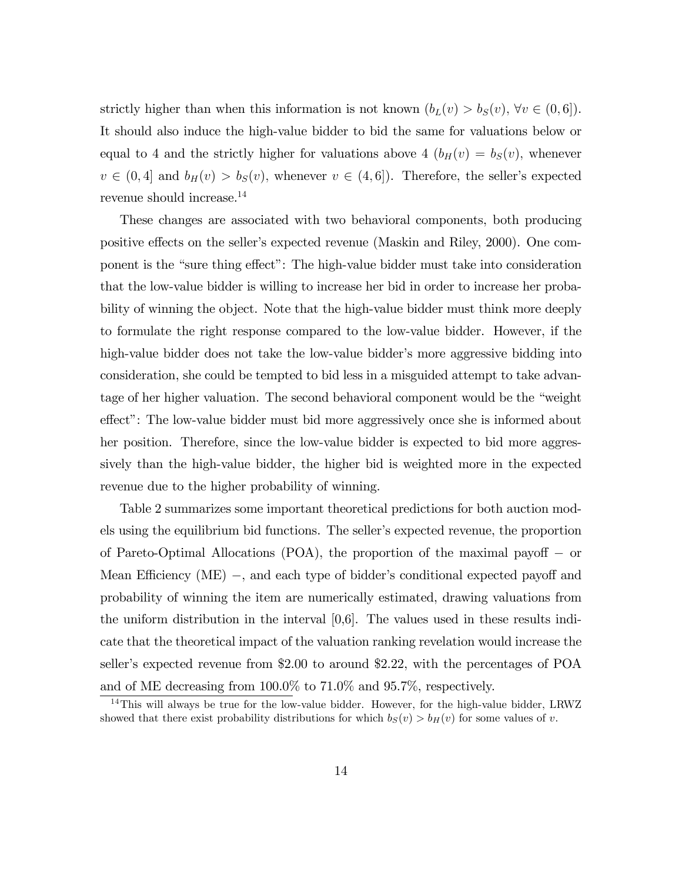strictly higher than when this information is not known ($b_L(v) > b_S(v)$, $\forall v \in (0, 6]$). It should also induce the high-value bidder to bid the same for valuations below or equal to 4 and the strictly higher for valuations above 4 ($b_H(v) = b_S(v)$, whenever $v \in (0, 4]$ and $b_H(v) > b_S(v)$, whenever $v \in (4, 6]$). Therefore, the seller's expected revenue should increase.[14]

These changes are associated with two behavioral components, both producing positive effects on the seller's expected revenue (Maskin and Riley, 2000). One component is the "sure thing effect": The high-value bidder must take into consideration that the low-value bidder is willing to increase her bid in order to increase her probability of winning the object. Note that the high-value bidder must think more deeply to formulate the right response compared to the low-value bidder. However, if the high-value bidder does not take the low-value bidder's more aggressive bidding into consideration, she could be tempted to bid less in a misguided attempt to take advantage of her higher valuation. The second behavioral component would be the "weight effect": The low-value bidder must bid more aggressively once she is informed about her position. Therefore, since the low-value bidder is expected to bid more aggressively than the high-value bidder, the higher bid is weighted more in the expected revenue due to the higher probability of winning.

Table 2 summarizes some important theoretical predictions for both auction models using the equilibrium bid functions. The seller's expected revenue, the proportion of Pareto-Optimal Allocations (POA), the proportion of the maximal payoff $-$ or Mean Efficiency (ME) $-$, and each type of bidder's conditional expected payoff and probability of winning the item are numerically estimated, drawing valuations from the uniform distribution in the interval [0,6]. The values used in these results indicate that the theoretical impact of the valuation ranking revelation would increase the seller's expected revenue from \$2.00 to around \$2.22, with the percentages of POA and of ME decreasing from 100.0% to 71.0% and 95.7%, respectively.

[14] This will always be true for the low-value bidder. However, for the high-value bidder, LRWZ showed that there exist probability distributions for which $b_S(v) > b_H(v)$ for some values of $v$.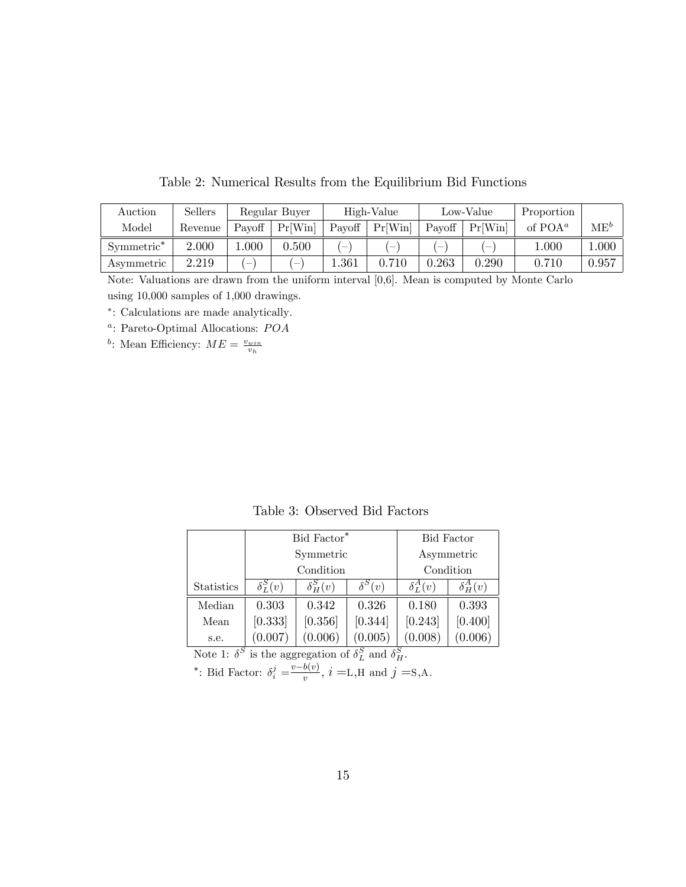Table 2: Numerical Results from the Equilibrium Bid Functions

| Auction Model | Sellers Revenue | Regular Buyer | | High-Value | | Low-Value | | Proportion of POA[a] | ME[b] |
|---|---|---|---|---|---|---|---|---|---|
| | | Payoff | Pr[Win] | Payoff | Pr[Win] | Payoff | Pr[Win] | | |
| Symmetric* | 2.000 | 1.000 | 0.500 | (–) | (–) | (–) | (–) | 1.000 | 1.000 |
| Asymmetric | 2.219 | (–) | (–) | 1.361 | 0.710 | 0.263 | 0.290 | 0.710 | 0.957 |

Note: Valuations are drawn from the uniform interval [0,6]. Mean is computed by Monte Carlo using 10,000 samples of 1,000 drawings.

*: Calculations are made analytically.

[a]: Pareto-Optimal Allocations: $POA$

[b]: Mean Efficiency: $ME = \frac{v_{win}}{v_h}$

Table 3: Observed Bid Factors

| | Bid Factor* Symmetric Condition | | | Bid Factor Asymmetric Condition | |
|---|---|---|---|---|---|
| Statistics | $\delta_L^S(v)$ | $\delta_H^S(v)$ | $\delta^S(v)$ | $\delta_L^A(v)$ | $\delta_H^A(v)$ |
| Median | 0.303 | 0.342 | 0.326 | 0.180 | 0.393 |
| Mean | [0.333] | [0.356] | [0.344] | [0.243] | [0.400] |
| s.e. | (0.007) | (0.006) | (0.005) | (0.008) | (0.006) |

Note 1: $\delta^S$ is the aggregation of $\delta_L^S$ and $\delta_H^S$.

*: Bid Factor: $\delta_i^j = \frac{v-b(v)}{v}$, $i =$L,H and $j =$S,A.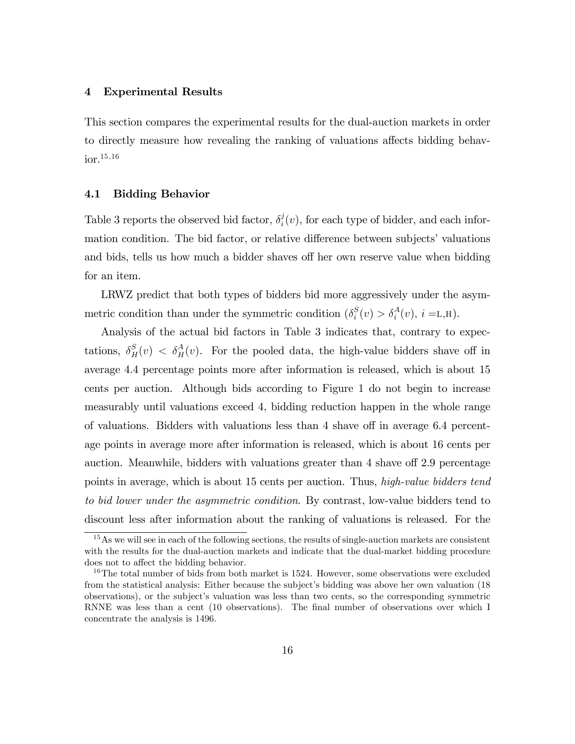## 4 Experimental Results

This section compares the experimental results for the dual-auction markets in order to directly measure how revealing the ranking of valuations affects bidding behavior.[15,16]

### 4.1 Bidding Behavior

Table 3 reports the observed bid factor, $\delta_i^j(v)$, for each type of bidder, and each information condition. The bid factor, or relative difference between subjects' valuations and bids, tells us how much a bidder shaves off her own reserve value when bidding for an item.

LRWZ predict that both types of bidders bid more aggressively under the asymmetric condition than under the symmetric condition ($\delta_i^S(v) > \delta_i^A(v)$, $i =$L,H).

Analysis of the actual bid factors in Table 3 indicates that, contrary to expectations, $\delta_H^S(v) < \delta_H^A(v)$. For the pooled data, the high-value bidders shave off in average 4.4 percentage points more after information is released, which is about 15 cents per auction. Although bids according to Figure 1 do not begin to increase measurably until valuations exceed 4, bidding reduction happen in the whole range of valuations. Bidders with valuations less than 4 shave off in average 6.4 percentage points in average more after information is released, which is about 16 cents per auction. Meanwhile, bidders with valuations greater than 4 shave off 2.9 percentage points in average, which is about 15 cents per auction. Thus, *high-value bidders tend to bid lower under the asymmetric condition*. By contrast, low-value bidders tend to discount less after information about the ranking of valuations is released. For the

[15] As we will see in each of the following sections, the results of single-auction markets are consistent with the results for the dual-auction markets and indicate that the dual-market bidding procedure does not to affect the bidding behavior.

[16] The total number of bids from both market is 1524. However, some observations were excluded from the statistical analysis: Either because the subject's bidding was above her own valuation (18 observations), or the subject's valuation was less than two cents, so the corresponding symmetric RNNE was less than a cent (10 observations). The final number of observations over which I concentrate the analysis is 1496.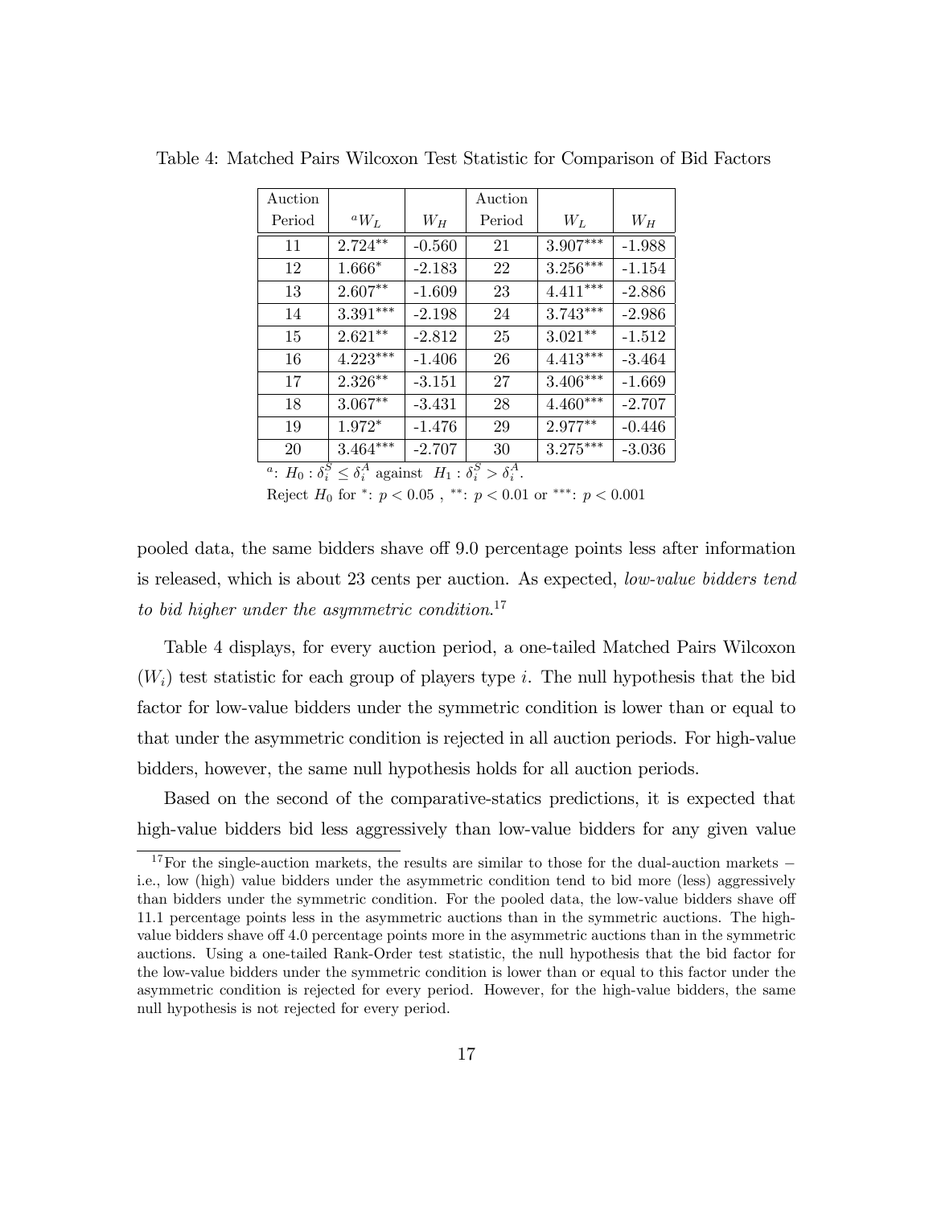Table 4: Matched Pairs Wilcoxon Test Statistic for Comparison of Bid Factors

| Auction Period | $^{a}W_L$ | $W_H$ | Auction Period | $W_L$ | $W_H$ |
|---|---|---|---|---|---|
| 11 | $2.724^{**}$ | -0.560 | 21 | $3.907^{***}$ | -1.988 |
| 12 | $1.666^{*}$ | -2.183 | 22 | $3.256^{***}$ | -1.154 |
| 13 | $2.607^{**}$ | -1.609 | 23 | $4.411^{***}$ | -2.886 |
| 14 | $3.391^{***}$ | -2.198 | 24 | $3.743^{***}$ | -2.986 |
| 15 | $2.621^{**}$ | -2.812 | 25 | $3.021^{**}$ | -1.512 |
| 16 | $4.223^{***}$ | -1.406 | 26 | $4.413^{***}$ | -3.464 |
| 17 | $2.326^{**}$ | -3.151 | 27 | $3.406^{***}$ | -1.669 |
| 18 | $3.067^{**}$ | -3.431 | 28 | $4.460^{***}$ | -2.707 |
| 19 | $1.972^{*}$ | -1.476 | 29 | $2.977^{**}$ | -0.446 |
| 20 | $3.464^{***}$ | -2.707 | 30 | $3.275^{***}$ | -3.036 |

$^{a}$: $H_0 : \delta_i^S \leq \delta_i^A$ against $H_1 : \delta_i^S > \delta_i^A$.

Reject $H_0$ for $^{*}$: $p < 0.05$ , $^{**}$: $p < 0.01$ or $^{***}$: $p < 0.001$

pooled data, the same bidders shave off 9.0 percentage points less after information is released, which is about 23 cents per auction. As expected, *low-value bidders tend to bid higher under the asymmetric condition*.[17]

Table 4 displays, for every auction period, a one-tailed Matched Pairs Wilcoxon ($W_i$) test statistic for each group of players type $i$. The null hypothesis that the bid factor for low-value bidders under the symmetric condition is lower than or equal to that under the asymmetric condition is rejected in all auction periods. For high-value bidders, however, the same null hypothesis holds for all auction periods.

Based on the second of the comparative-statics predictions, it is expected that high-value bidders bid less aggressively than low-value bidders for any given value

[17] For the single-auction markets, the results are similar to those for the dual-auction markets − i.e., low (high) value bidders under the asymmetric condition tend to bid more (less) aggressively than bidders under the symmetric condition. For the pooled data, the low-value bidders shave off 11.1 percentage points less in the asymmetric auctions than in the symmetric auctions. The high-value bidders shave off 4.0 percentage points more in the asymmetric auctions than in the symmetric auctions. Using a one-tailed Rank-Order test statistic, the null hypothesis that the bid factor for the low-value bidders under the symmetric condition is lower than or equal to this factor under the asymmetric condition is rejected for every period. However, for the high-value bidders, the same null hypothesis is not rejected for every period.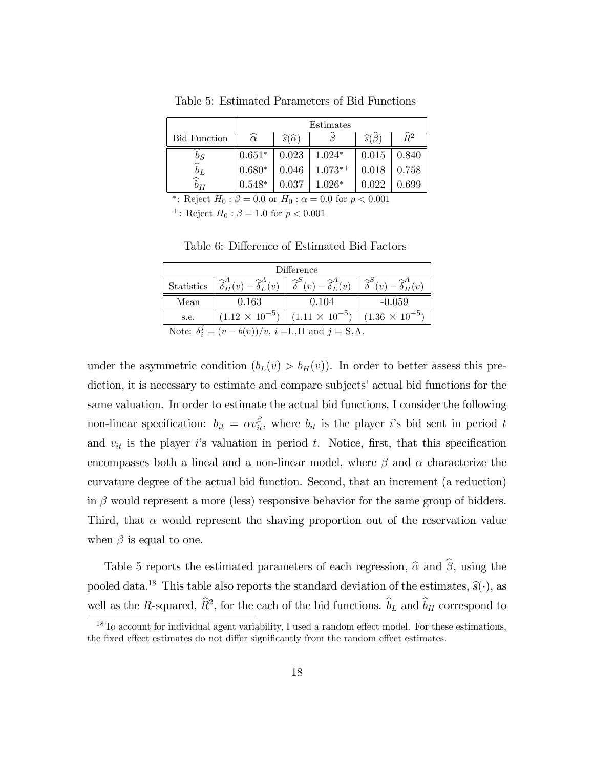Table 5: Estimated Parameters of Bid Functions

| Bid Function | Estimates | | | | |
|---|---|---|---|---|---|
| | $\widehat{\alpha}$ | $\widehat{s}(\widehat{\alpha})$ | $\widehat{\beta}$ | $\widehat{s}(\widehat{\beta})$ | $\widehat{R}^2$ |
| $\widehat{b}_S$ | $0.651^*$ | 0.023 | $1.024^*$ | 0.015 | 0.840 |
| $\widehat{b}_L$ | $0.680^*$ | 0.046 | $1.073^{*+}$ | 0.018 | 0.758 |
| $\widehat{b}_H$ | $0.548^*$ | 0.037 | $1.026^*$ | 0.022 | 0.699 |

$^*$: Reject $H_0 : \beta = 0.0$ or $H_0 : \alpha = 0.0$ for $p < 0.001$

$^+$: Reject $H_0 : \beta = 1.0$ for $p < 0.001$

Table 6: Difference of Estimated Bid Factors

| Statistics | $\widehat{\delta}^A_H(v) - \widehat{\delta}^A_L(v)$ | $\widehat{\delta}^S(v) - \widehat{\delta}^A_L(v)$ | $\widehat{\delta}^S(v) - \widehat{\delta}^A_H(v)$ |
|---|---|---|---|
| Mean | 0.163 | 0.104 | -0.059 |
| s.e. | $(1.12 \times 10^{-5})$ | $(1.11 \times 10^{-5})$ | $(1.36 \times 10^{-5})$ |

Note: $\delta^j_i = (v - b(v))/v$, $i$ =L,H and $j$ = S,A.

under the asymmetric condition ($b_L(v) > b_H(v)$). In order to better assess this prediction, it is necessary to estimate and compare subjects' actual bid functions for the same valuation. In order to estimate the actual bid functions, I consider the following non-linear specification: $b_{it} = \alpha v_{it}^{\beta}$, where $b_{it}$ is the player $i$'s bid sent in period $t$ and $v_{it}$ is the player $i$'s valuation in period $t$. Notice, first, that this specification encompasses both a lineal and a non-linear model, where $\beta$ and $\alpha$ characterize the curvature degree of the actual bid function. Second, that an increment (a reduction) in $\beta$ would represent a more (less) responsive behavior for the same group of bidders. Third, that $\alpha$ would represent the shaving proportion out of the reservation value when $\beta$ is equal to one.

Table 5 reports the estimated parameters of each regression, $\widehat{\alpha}$ and $\widehat{\beta}$, using the pooled data.[18] This table also reports the standard deviation of the estimates, $\widehat{s}(\cdot)$, as well as the $R$-squared, $\widehat{R}^2$, for the each of the bid functions. $\widehat{b}_L$ and $\widehat{b}_H$ correspond to

[18] To account for individual agent variability, I used a random effect model. For these estimations, the fixed effect estimates do not differ significantly from the random effect estimates.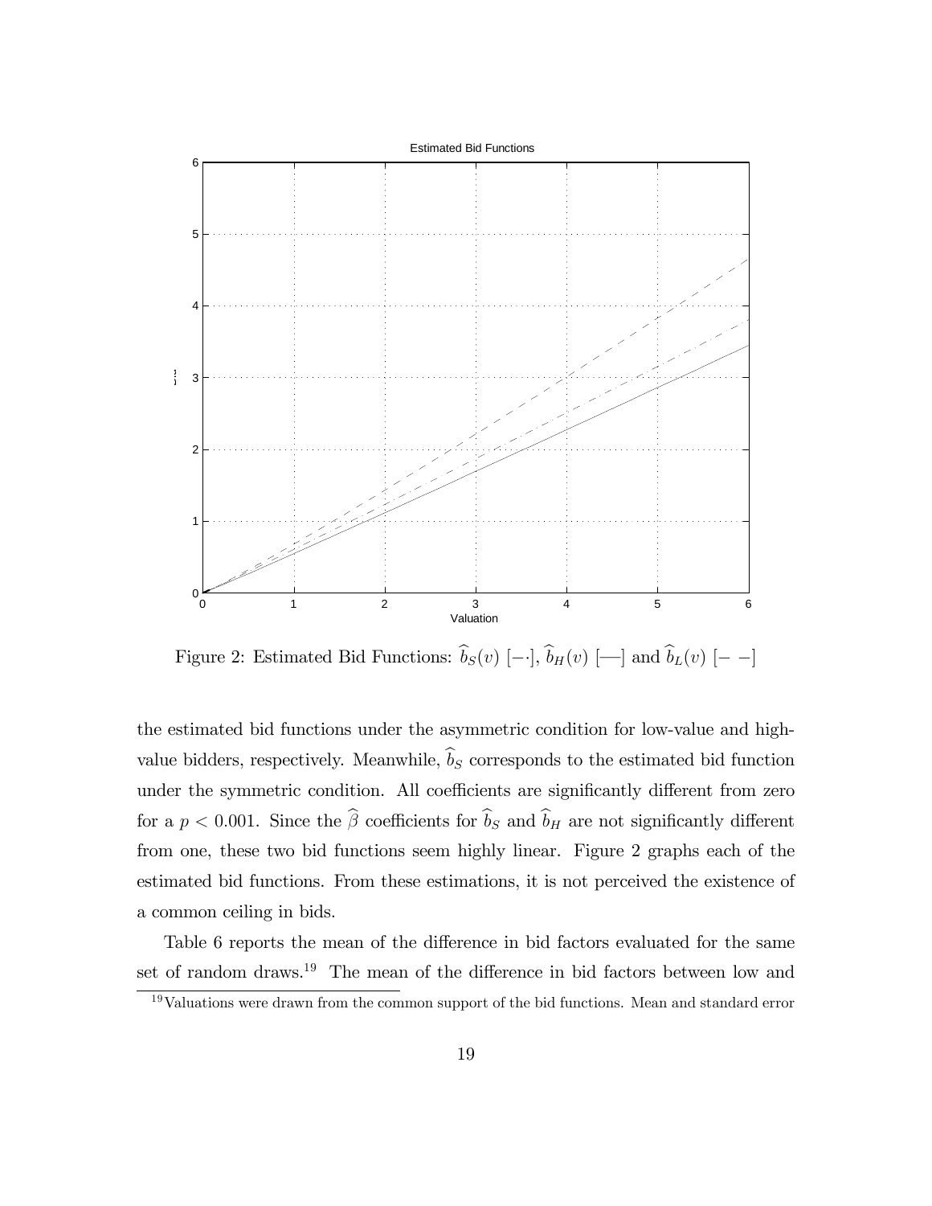Figure 2: Estimated Bid Functions: $\widehat{b}_S(v)$ [$-\cdot$], $\widehat{b}_H(v)$ [—] and $\widehat{b}_L(v)$ [$- -$]

the estimated bid functions under the asymmetric condition for low-value and high-value bidders, respectively. Meanwhile, $\widehat{b}_S$ corresponds to the estimated bid function under the symmetric condition. All coefficients are significantly different from zero for a $p < 0.001$. Since the $\widehat{\beta}$ coefficients for $\widehat{b}_S$ and $\widehat{b}_H$ are not significantly different from one, these two bid functions seem highly linear. Figure 2 graphs each of the estimated bid functions. From these estimations, it is not perceived the existence of a common ceiling in bids.

Table 6 reports the mean of the difference in bid factors evaluated for the same set of random draws.[19] The mean of the difference in bid factors between low and

[19] Valuations were drawn from the common support of the bid functions. Mean and standard error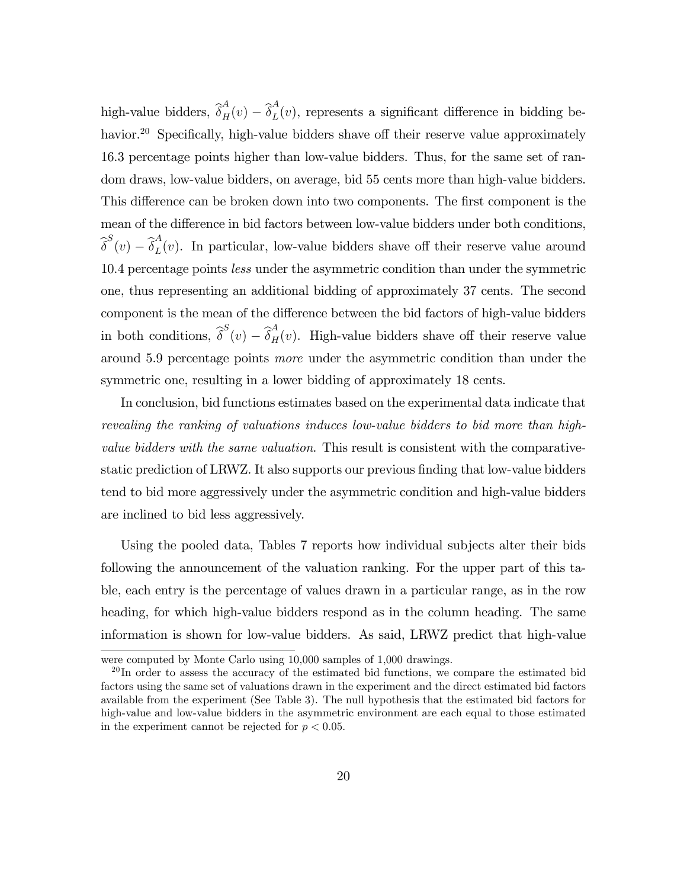high-value bidders, $\widehat{\delta}_H^A(v) - \widehat{\delta}_L^A(v)$, represents a significant difference in bidding behavior.[20] Specifically, high-value bidders shave off their reserve value approximately 16.3 percentage points higher than low-value bidders. Thus, for the same set of random draws, low-value bidders, on average, bid 55 cents more than high-value bidders. This difference can be broken down into two components. The first component is the mean of the difference in bid factors between low-value bidders under both conditions, $\widehat{\delta}^S(v) - \widehat{\delta}_L^A(v)$. In particular, low-value bidders shave off their reserve value around 10.4 percentage points *less* under the asymmetric condition than under the symmetric one, thus representing an additional bidding of approximately 37 cents. The second component is the mean of the difference between the bid factors of high-value bidders in both conditions, $\widehat{\delta}^S(v) - \widehat{\delta}_H^A(v)$. High-value bidders shave off their reserve value around 5.9 percentage points *more* under the asymmetric condition than under the symmetric one, resulting in a lower bidding of approximately 18 cents.

In conclusion, bid functions estimates based on the experimental data indicate that *revealing the ranking of valuations induces low-value bidders to bid more than high-value bidders with the same valuation*. This result is consistent with the comparative-static prediction of LRWZ. It also supports our previous finding that low-value bidders tend to bid more aggressively under the asymmetric condition and high-value bidders are inclined to bid less aggressively.

Using the pooled data, Tables 7 reports how individual subjects alter their bids following the announcement of the valuation ranking. For the upper part of this table, each entry is the percentage of values drawn in a particular range, as in the row heading, for which high-value bidders respond as in the column heading. The same information is shown for low-value bidders. As said, LRWZ predict that high-value

were computed by Monte Carlo using 10,000 samples of 1,000 drawings.

[20] In order to assess the accuracy of the estimated bid functions, we compare the estimated bid factors using the same set of valuations drawn in the experiment and the direct estimated bid factors available from the experiment (See Table 3). The null hypothesis that the estimated bid factors for high-value and low-value bidders in the asymmetric environment are each equal to those estimated in the experiment cannot be rejected for $p < 0.05$.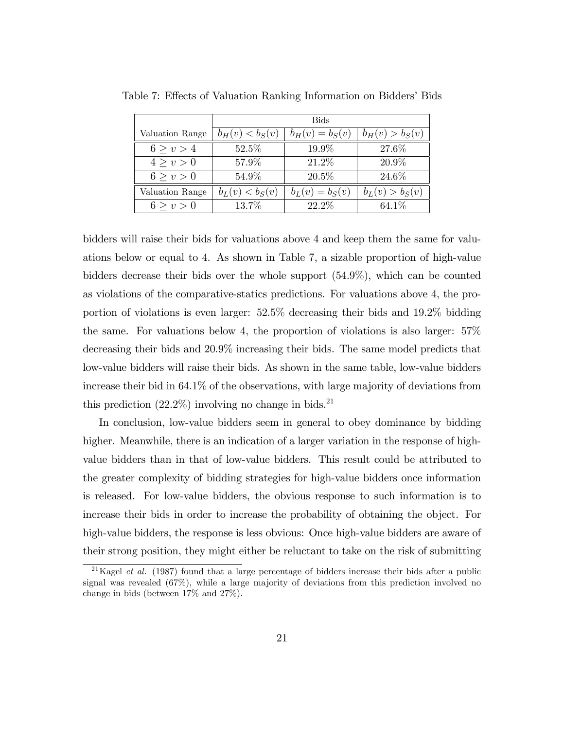Table 7: Effects of Valuation Ranking Information on Bidders' Bids

| | Bids | | |
|---|---|---|---|
| Valuation Range | $b_H(v) < b_S(v)$ | $b_H(v) = b_S(v)$ | $b_H(v) > b_S(v)$ |
| $6 \geq v > 4$ | 52.5% | 19.9% | 27.6% |
| $4 \geq v > 0$ | 57.9% | 21.2% | 20.9% |
| $6 \geq v > 0$ | 54.9% | 20.5% | 24.6% |
| Valuation Range | $b_L(v) < b_S(v)$ | $b_L(v) = b_S(v)$ | $b_L(v) > b_S(v)$ |
| $6 \geq v > 0$ | 13.7% | 22.2% | 64.1% |

bidders will raise their bids for valuations above 4 and keep them the same for valuations below or equal to 4. As shown in Table 7, a sizable proportion of high-value bidders decrease their bids over the whole support (54.9%), which can be counted as violations of the comparative-statics predictions. For valuations above 4, the proportion of violations is even larger: 52.5% decreasing their bids and 19.2% bidding the same. For valuations below 4, the proportion of violations is also larger: 57% decreasing their bids and 20.9% increasing their bids. The same model predicts that low-value bidders will raise their bids. As shown in the same table, low-value bidders increase their bid in 64.1% of the observations, with large majority of deviations from this prediction (22.2%) involving no change in bids.[21]

In conclusion, low-value bidders seem in general to obey dominance by bidding higher. Meanwhile, there is an indication of a larger variation in the response of high-value bidders than in that of low-value bidders. This result could be attributed to the greater complexity of bidding strategies for high-value bidders once information is released. For low-value bidders, the obvious response to such information is to increase their bids in order to increase the probability of obtaining the object. For high-value bidders, the response is less obvious: Once high-value bidders are aware of their strong position, they might either be reluctant to take on the risk of submitting

[21] Kagel *et al.* (1987) found that a large percentage of bidders increase their bids after a public signal was revealed (67%), while a large majority of deviations from this prediction involved no change in bids (between 17% and 27%).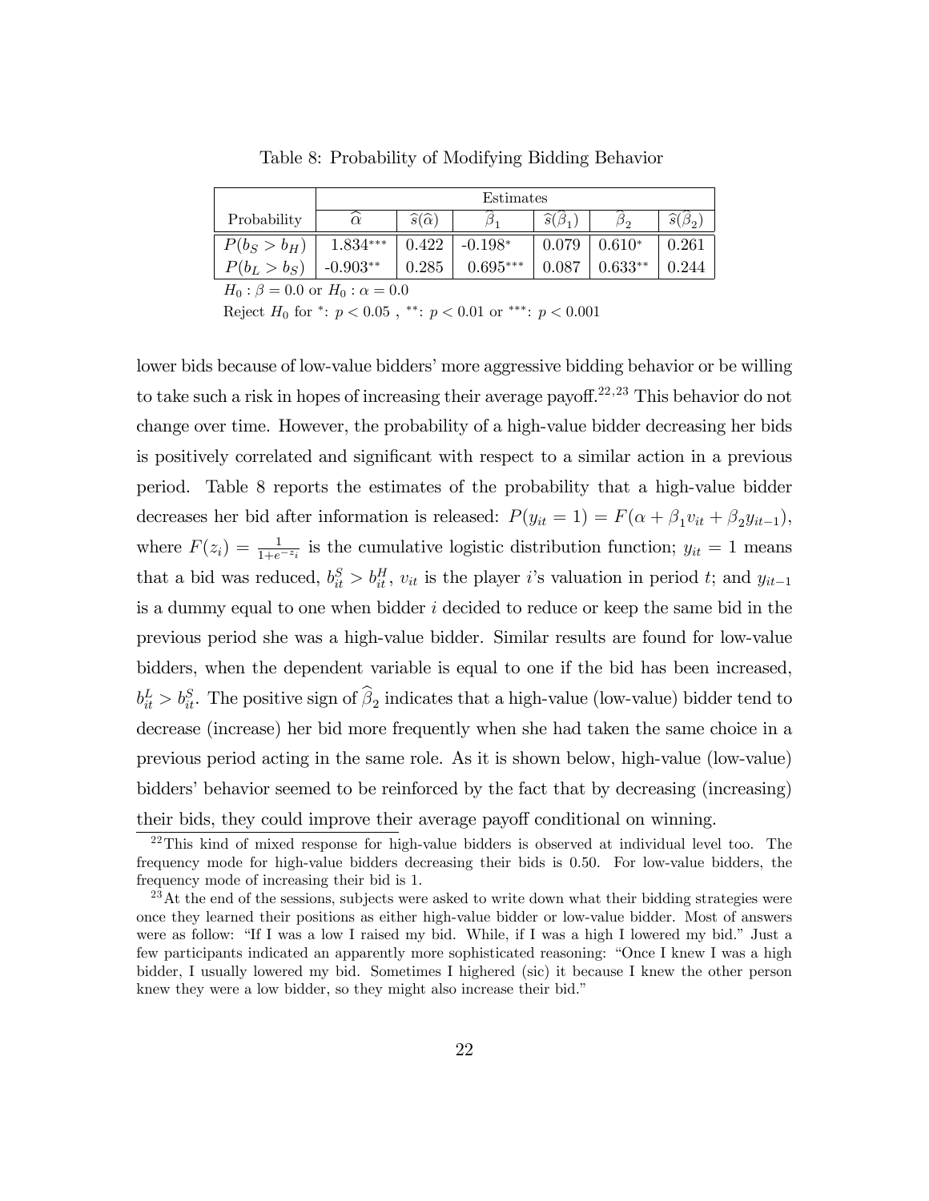Table 8: Probability of Modifying Bidding Behavior

| | Estimates | | | | | |
|---|---|---|---|---|---|---|
| Probability | $\widehat{\alpha}$ | $\widehat{s}(\widehat{\alpha})$ | $\widehat{\beta}_1$ | $\widehat{s}(\widehat{\beta}_1)$ | $\widehat{\beta}_2$ | $\widehat{s}(\widehat{\beta}_2)$ |
| $P(b_S > b_H)$ | 1.834*** | 0.422 | -0.198* | 0.079 | 0.610* | 0.261 |
| $P(b_L > b_S)$ | -0.903** | 0.285 | 0.695*** | 0.087 | 0.633** | 0.244 |

$H_0 : \beta = 0.0$ or $H_0 : \alpha = 0.0$

Reject $H_0$ for *: $p < 0.05$ , **: $p < 0.01$ or ***: $p < 0.001$

lower bids because of low-value bidders' more aggressive bidding behavior or be willing to take such a risk in hopes of increasing their average payoff.[22,23] This behavior do not change over time. However, the probability of a high-value bidder decreasing her bids is positively correlated and significant with respect to a similar action in a previous period. Table 8 reports the estimates of the probability that a high-value bidder decreases her bid after information is released: $P(y_{it} = 1) = F(\alpha + \beta_1 v_{it} + \beta_2 y_{it-1})$, where $F(z_i) = \frac{1}{1+e^{-z_i}}$ is the cumulative logistic distribution function; $y_{it} = 1$ means that a bid was reduced, $b^S_{it} > b^H_{it}$, $v_{it}$ is the player $i$'s valuation in period $t$; and $y_{it-1}$ is a dummy equal to one when bidder $i$ decided to reduce or keep the same bid in the previous period she was a high-value bidder. Similar results are found for low-value bidders, when the dependent variable is equal to one if the bid has been increased, $b^L_{it} > b^S_{it}$. The positive sign of $\widehat{\beta}_2$ indicates that a high-value (low-value) bidder tend to decrease (increase) her bid more frequently when she had taken the same choice in a previous period acting in the same role. As it is shown below, high-value (low-value) bidders' behavior seemed to be reinforced by the fact that by decreasing (increasing) their bids, they could improve their average payoff conditional on winning.

[22]This kind of mixed response for high-value bidders is observed at individual level too. The frequency mode for high-value bidders decreasing their bids is 0.50. For low-value bidders, the frequency mode of increasing their bid is 1.

[23]At the end of the sessions, subjects were asked to write down what their bidding strategies were once they learned their positions as either high-value bidder or low-value bidder. Most of answers were as follow: "If I was a low I raised my bid. While, if I was a high I lowered my bid." Just a few participants indicated an apparently more sophisticated reasoning: "Once I knew I was a high bidder, I usually lowered my bid. Sometimes I highered (sic) it because I knew the other person knew they were a low bidder, so they might also increase their bid."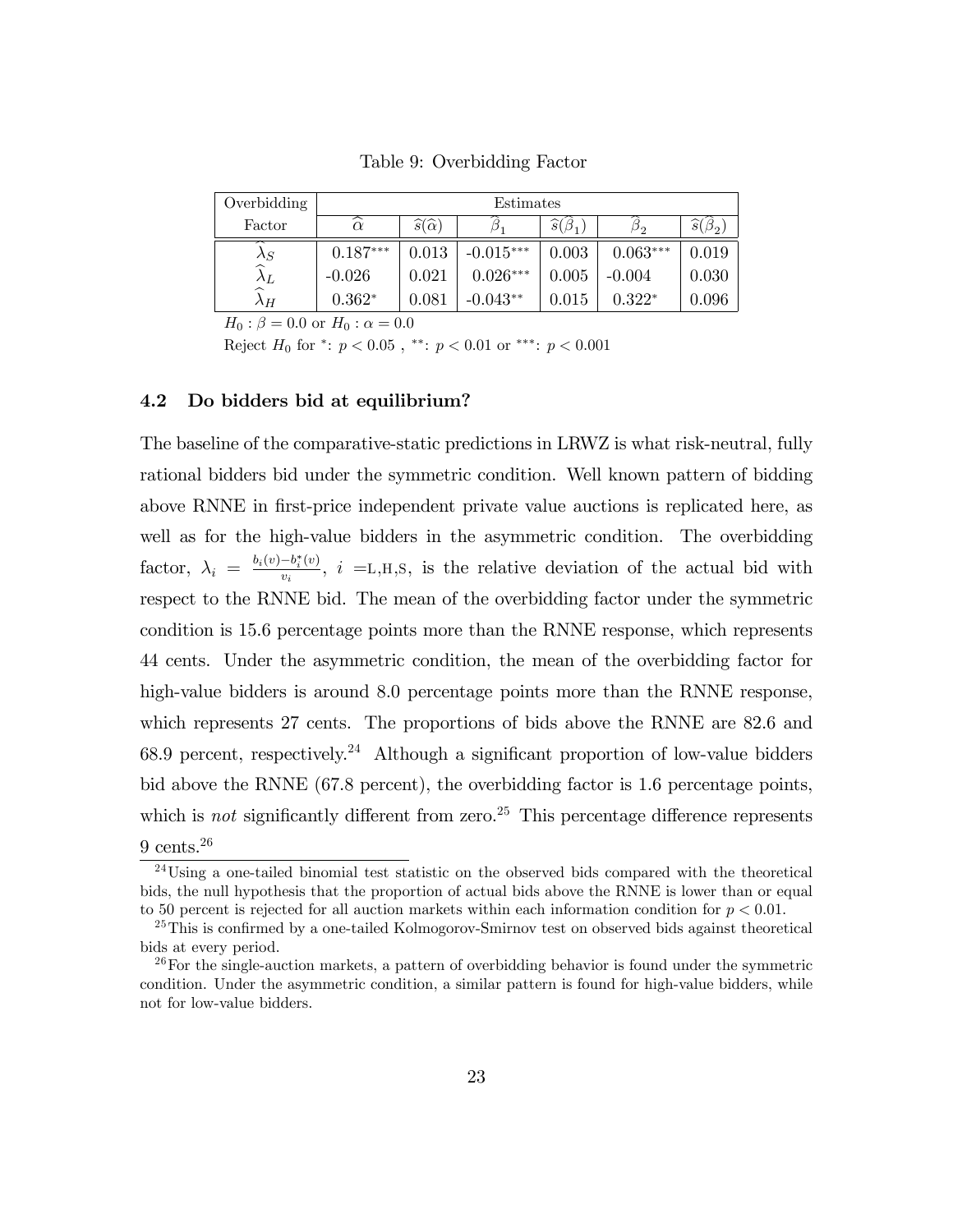Table 9: Overbidding Factor

| Overbidding Factor | Estimates | | | | | |
|---|---|---|---|---|---|---|
| | $\widehat{\alpha}$ | $\widehat{s}(\widehat{\alpha})$ | $\widehat{\beta}_1$ | $\widehat{s}(\widehat{\beta}_1)$ | $\widehat{\beta}_2$ | $\widehat{s}(\widehat{\beta}_2)$ |
| $\widehat{\lambda}_S$ | $0.187^{***}$ | 0.013 | $-0.015^{***}$ | 0.003 | $0.063^{***}$ | 0.019 |
| $\widehat{\lambda}_L$ | -0.026 | 0.021 | $0.026^{***}$ | 0.005 | -0.004 | 0.030 |
| $\widehat{\lambda}_H$ | $0.362^{*}$ | 0.081 | $-0.043^{**}$ | 0.015 | $0.322^{*}$ | 0.096 |

$H_0 : \beta = 0.0$ or $H_0 : \alpha = 0.0$

Reject $H_0$ for $^{*}$: $p < 0.05$ , $^{**}$: $p < 0.01$ or $^{***}$: $p < 0.001$

### 4.2 Do bidders bid at equilibrium?

The baseline of the comparative-static predictions in LRWZ is what risk-neutral, fully rational bidders bid under the symmetric condition. Well known pattern of bidding above RNNE in first-price independent private value auctions is replicated here, as well as for the high-value bidders in the asymmetric condition. The overbidding factor, $\lambda_i = \frac{b_i(v) - b_i^*(v)}{v_i}$, $i$ =L,H,S, is the relative deviation of the actual bid with respect to the RNNE bid. The mean of the overbidding factor under the symmetric condition is 15.6 percentage points more than the RNNE response, which represents 44 cents. Under the asymmetric condition, the mean of the overbidding factor for high-value bidders is around 8.0 percentage points more than the RNNE response, which represents 27 cents. The proportions of bids above the RNNE are 82.6 and 68.9 percent, respectively.[24] Although a significant proportion of low-value bidders bid above the RNNE (67.8 percent), the overbidding factor is 1.6 percentage points, which is *not* significantly different from zero.[25] This percentage difference represents 9 cents.[26]

[24] Using a one-tailed binomial test statistic on the observed bids compared with the theoretical bids, the null hypothesis that the proportion of actual bids above the RNNE is lower than or equal to 50 percent is rejected for all auction markets within each information condition for $p < 0.01$.

[25] This is confirmed by a one-tailed Kolmogorov-Smirnov test on observed bids against theoretical bids at every period.

[26] For the single-auction markets, a pattern of overbidding behavior is found under the symmetric condition. Under the asymmetric condition, a similar pattern is found for high-value bidders, while not for low-value bidders.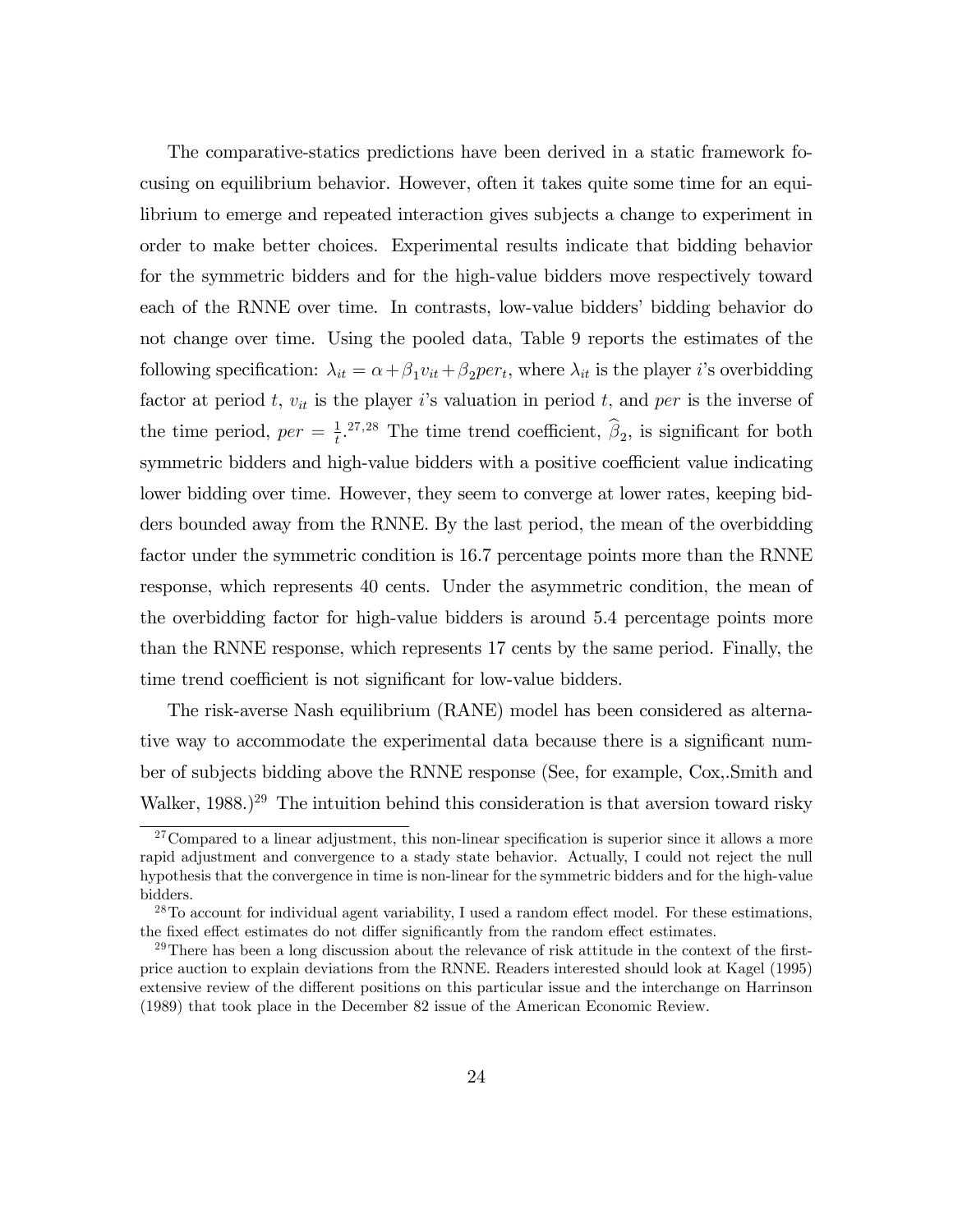The comparative-statics predictions have been derived in a static framework focusing on equilibrium behavior. However, often it takes quite some time for an equilibrium to emerge and repeated interaction gives subjects a change to experiment in order to make better choices. Experimental results indicate that bidding behavior for the symmetric bidders and for the high-value bidders move respectively toward each of the RNNE over time. In contrasts, low-value bidders' bidding behavior do not change over time. Using the pooled data, Table 9 reports the estimates of the following specification: $\lambda_{it} = \alpha + \beta_1 v_{it} + \beta_2 per_t$, where $\lambda_{it}$ is the player $i$'s overbidding factor at period $t$, $v_{it}$ is the player $i$'s valuation in period $t$, and $per$ is the inverse of the time period, $per = \frac{1}{t}$.[27,28] The time trend coefficient, $\widehat{\beta}_2$, is significant for both symmetric bidders and high-value bidders with a positive coefficient value indicating lower bidding over time. However, they seem to converge at lower rates, keeping bidders bounded away from the RNNE. By the last period, the mean of the overbidding factor under the symmetric condition is 16.7 percentage points more than the RNNE response, which represents 40 cents. Under the asymmetric condition, the mean of the overbidding factor for high-value bidders is around 5.4 percentage points more than the RNNE response, which represents 17 cents by the same period. Finally, the time trend coefficient is not significant for low-value bidders.

The risk-averse Nash equilibrium (RANE) model has been considered as alternative way to accommodate the experimental data because there is a significant number of subjects bidding above the RNNE response (See, for example, Cox,.Smith and Walker, 1988.)[29] The intuition behind this consideration is that aversion toward risky

[27] Compared to a linear adjustment, this non-linear specification is superior since it allows a more rapid adjustment and convergence to a stady state behavior. Actually, I could not reject the null hypothesis that the convergence in time is non-linear for the symmetric bidders and for the high-value bidders.

[28] To account for individual agent variability, I used a random effect model. For these estimations, the fixed effect estimates do not differ significantly from the random effect estimates.

[29] There has been a long discussion about the relevance of risk attitude in the context of the first-price auction to explain deviations from the RNNE. Readers interested should look at Kagel (1995) extensive review of the different positions on this particular issue and the interchange on Harrinson (1989) that took place in the December 82 issue of the American Economic Review.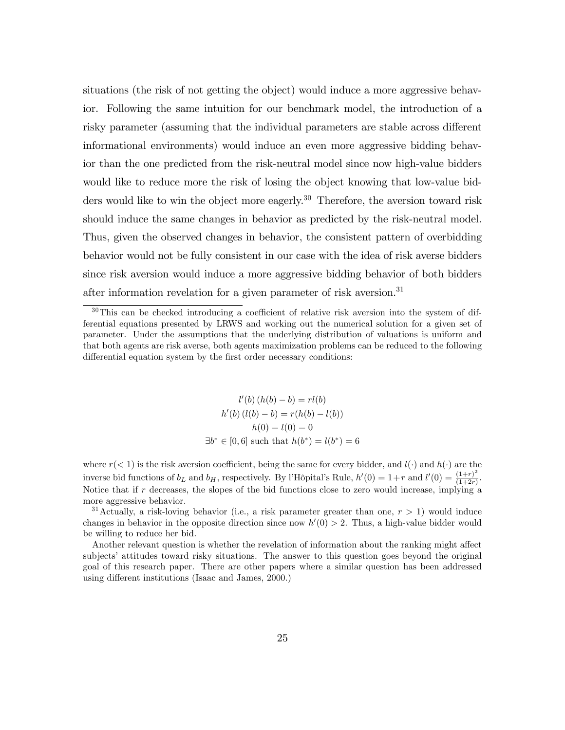situations (the risk of not getting the object) would induce a more aggressive behavior. Following the same intuition for our benchmark model, the introduction of a risky parameter (assuming that the individual parameters are stable across different informational environments) would induce an even more aggressive bidding behavior than the one predicted from the risk-neutral model since now high-value bidders would like to reduce more the risk of losing the object knowing that low-value bidders would like to win the object more eagerly.[30] Therefore, the aversion toward risk should induce the same changes in behavior as predicted by the risk-neutral model. Thus, given the observed changes in behavior, the consistent pattern of overbidding behavior would not be fully consistent in our case with the idea of risk averse bidders since risk aversion would induce a more aggressive bidding behavior of both bidders after information revelation for a given parameter of risk aversion.[31]

---

[30] This can be checked introducing a coefficient of relative risk aversion into the system of differential equations presented by LRWS and working out the numerical solution for a given set of parameter. Under the assumptions that the underlying distribution of valuations is uniform and that both agents are risk averse, both agents maximization problems can be reduced to the following differential equation system by the first order necessary conditions:

$$l'(b)\,(h(b) - b) = rl(b)$$
$$h'(b)\,(l(b) - b) = r(h(b) - l(b))$$
$$h(0) = l(0) = 0$$
$$\exists b^* \in [0, 6] \text{ such that } h(b^*) = l(b^*) = 6$$

where $r(< 1)$ is the risk aversion coefficient, being the same for every bidder, and $l(\cdot)$ and $h(\cdot)$ are the inverse bid functions of $b_L$ and $b_H$, respectively. By l'Hôpital's Rule, $h'(0) = 1 + r$ and $l'(0) = \frac{(1+r)^2}{(1+2r)}$. Notice that if $r$ decreases, the slopes of the bid functions close to zero would increase, implying a more aggressive behavior.

[31] Actually, a risk-loving behavior (i.e., a risk parameter greater than one, $r > 1$) would induce changes in behavior in the opposite direction since now $h'(0) > 2$. Thus, a high-value bidder would be willing to reduce her bid.

Another relevant question is whether the revelation of information about the ranking might affect subjects' attitudes toward risky situations. The answer to this question goes beyond the original goal of this research paper. There are other papers where a similar question has been addressed using different institutions (Isaac and James, 2000.)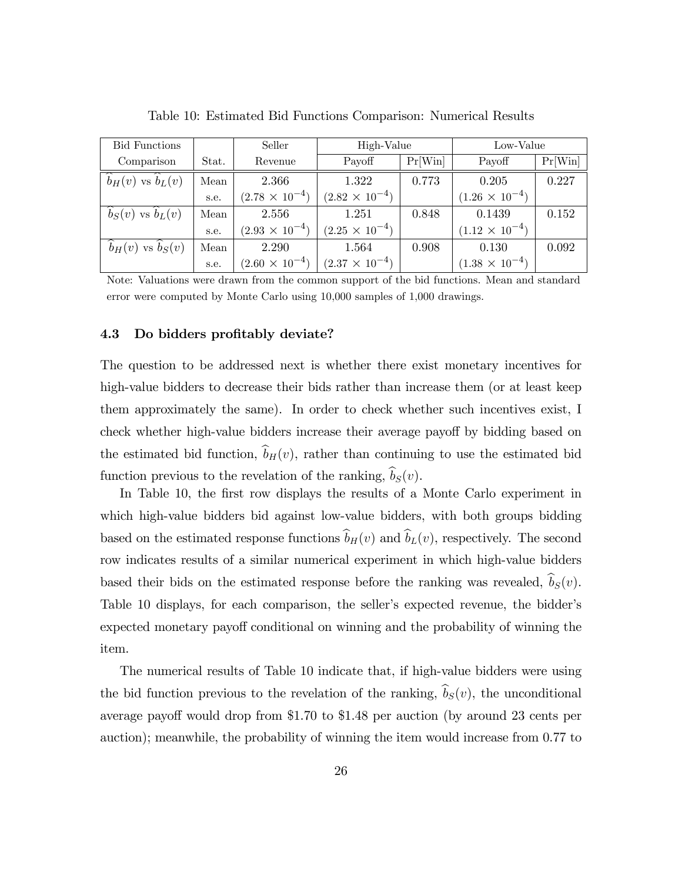Table 10: Estimated Bid Functions Comparison: Numerical Results

| Bid Functions | | Seller | High-Value | | Low-Value | |
|---|---|---|---|---|---|---|
| Comparison | Stat. | Revenue | Payoff | Pr[Win] | Payoff | Pr[Win] |
| $\widehat{b}_H(v)$ vs $\widehat{b}_L(v)$ | Mean | 2.366 | 1.322 | 0.773 | 0.205 | 0.227 |
| | s.e. | $(2.78 \times 10^{-4})$ | $(2.82 \times 10^{-4})$ | | $(1.26 \times 10^{-4})$ | |
| $\widehat{b}_S(v)$ vs $\widehat{b}_L(v)$ | Mean | 2.556 | 1.251 | 0.848 | 0.1439 | 0.152 |
| | s.e. | $(2.93 \times 10^{-4})$ | $(2.25 \times 10^{-4})$ | | $(1.12 \times 10^{-4})$ | |
| $\widehat{b}_H(v)$ vs $\widehat{b}_S(v)$ | Mean | 2.290 | 1.564 | 0.908 | 0.130 | 0.092 |
| | s.e. | $(2.60 \times 10^{-4})$ | $(2.37 \times 10^{-4})$ | | $(1.38 \times 10^{-4})$ | |

Note: Valuations were drawn from the common support of the bid functions. Mean and standard error were computed by Monte Carlo using 10,000 samples of 1,000 drawings.

### 4.3 Do bidders profitably deviate?

The question to be addressed next is whether there exist monetary incentives for high-value bidders to decrease their bids rather than increase them (or at least keep them approximately the same). In order to check whether such incentives exist, I check whether high-value bidders increase their average payoff by bidding based on the estimated bid function, $\widehat{b}_H(v)$, rather than continuing to use the estimated bid function previous to the revelation of the ranking, $\widehat{b}_S(v)$.

In Table 10, the first row displays the results of a Monte Carlo experiment in which high-value bidders bid against low-value bidders, with both groups bidding based on the estimated response functions $\widehat{b}_H(v)$ and $\widehat{b}_L(v)$, respectively. The second row indicates results of a similar numerical experiment in which high-value bidders based their bids on the estimated response before the ranking was revealed, $\widehat{b}_S(v)$. Table 10 displays, for each comparison, the seller's expected revenue, the bidder's expected monetary payoff conditional on winning and the probability of winning the item.

The numerical results of Table 10 indicate that, if high-value bidders were using the bid function previous to the revelation of the ranking, $\widehat{b}_S(v)$, the unconditional average payoff would drop from \$1.70 to \$1.48 per auction (by around 23 cents per auction); meanwhile, the probability of winning the item would increase from 0.77 to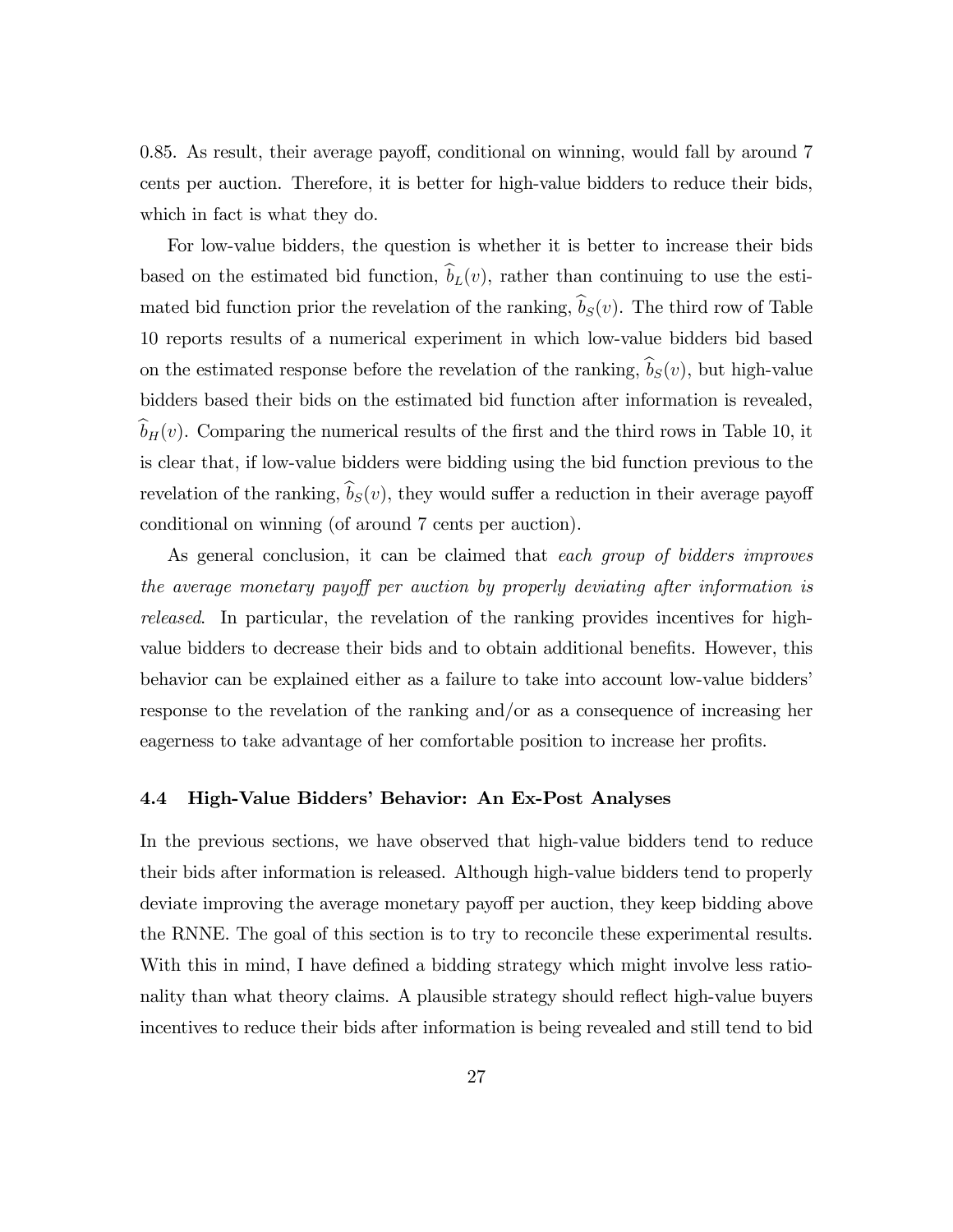0.85. As result, their average payoff, conditional on winning, would fall by around 7 cents per auction. Therefore, it is better for high-value bidders to reduce their bids, which in fact is what they do.

For low-value bidders, the question is whether it is better to increase their bids based on the estimated bid function, $\widehat{b}_L(v)$, rather than continuing to use the estimated bid function prior the revelation of the ranking, $\widehat{b}_S(v)$. The third row of Table 10 reports results of a numerical experiment in which low-value bidders bid based on the estimated response before the revelation of the ranking, $\widehat{b}_S(v)$, but high-value bidders based their bids on the estimated bid function after information is revealed, $\widehat{b}_H(v)$. Comparing the numerical results of the first and the third rows in Table 10, it is clear that, if low-value bidders were bidding using the bid function previous to the revelation of the ranking, $\widehat{b}_S(v)$, they would suffer a reduction in their average payoff conditional on winning (of around 7 cents per auction).

As general conclusion, it can be claimed that *each group of bidders improves the average monetary payoff per auction by properly deviating after information is released*. In particular, the revelation of the ranking provides incentives for high-value bidders to decrease their bids and to obtain additional benefits. However, this behavior can be explained either as a failure to take into account low-value bidders' response to the revelation of the ranking and/or as a consequence of increasing her eagerness to take advantage of her comfortable position to increase her profits.

### 4.4 High-Value Bidders' Behavior: An Ex-Post Analyses

In the previous sections, we have observed that high-value bidders tend to reduce their bids after information is released. Although high-value bidders tend to properly deviate improving the average monetary payoff per auction, they keep bidding above the RNNE. The goal of this section is to try to reconcile these experimental results. With this in mind, I have defined a bidding strategy which might involve less rationality than what theory claims. A plausible strategy should reflect high-value buyers incentives to reduce their bids after information is being revealed and still tend to bid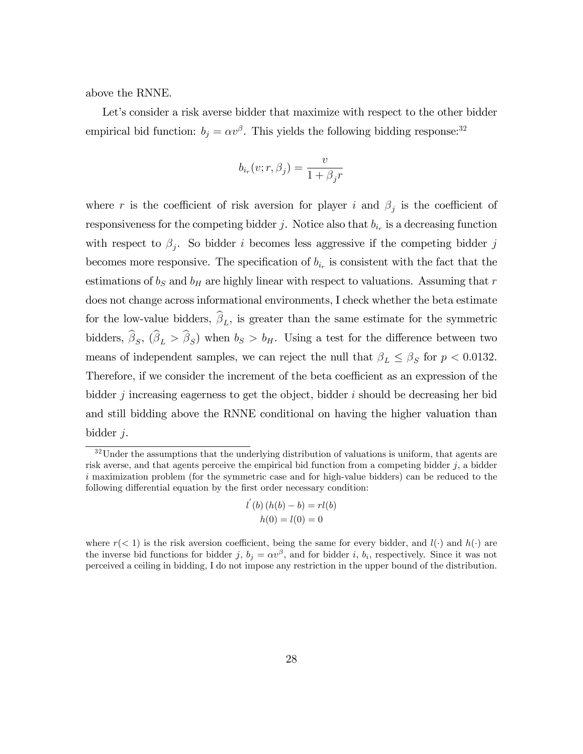above the RNNE.

Let's consider a risk averse bidder that maximize with respect to the other bidder empirical bid function: $b_j = \alpha v^{\beta}$. This yields the following bidding response:[32]

$$b_{i_r}(v; r, \beta_j) = \frac{v}{1 + \beta_j r}$$

where $r$ is the coefficient of risk aversion for player $i$ and $\beta_j$ is the coefficient of responsiveness for the competing bidder $j$. Notice also that $b_{i_r}$ is a decreasing function with respect to $\beta_j$. So bidder $i$ becomes less aggressive if the competing bidder $j$ becomes more responsive. The specification of $b_{i_r}$ is consistent with the fact that the estimations of $b_S$ and $b_H$ are highly linear with respect to valuations. Assuming that $r$ does not change across informational environments, I check whether the beta estimate for the low-value bidders, $\widehat{\beta}_L$, is greater than the same estimate for the symmetric bidders, $\widehat{\beta}_S$, ($\widehat{\beta}_L > \widehat{\beta}_S$) when $b_S > b_H$. Using a test for the difference between two means of independent samples, we can reject the null that $\beta_L \leq \beta_S$ for $p < 0.0132$. Therefore, if we consider the increment of the beta coefficient as an expression of the bidder $j$ increasing eagerness to get the object, bidder $i$ should be decreasing her bid and still bidding above the RNNE conditional on having the higher valuation than bidder $j$.

---

[32] Under the assumptions that the underlying distribution of valuations is uniform, that agents are risk averse, and that agents perceive the empirical bid function from a competing bidder $j$, a bidder $i$ maximization problem (for the symmetric case and for high-value bidders) can be reduced to the following differential equation by the first order necessary condition:

$$l'(b)\,(h(b) - b) = rl(b)$$
$$h(0) = l(0) = 0$$

where $r(< 1)$ is the risk aversion coefficient, being the same for every bidder, and $l(\cdot)$ and $h(\cdot)$ are the inverse bid functions for bidder $j$, $b_j = \alpha v^{\beta}$, and for bidder $i$, $b_i$, respectively. Since it was not perceived a ceiling in bidding, I do not impose any restriction in the upper bound of the distribution.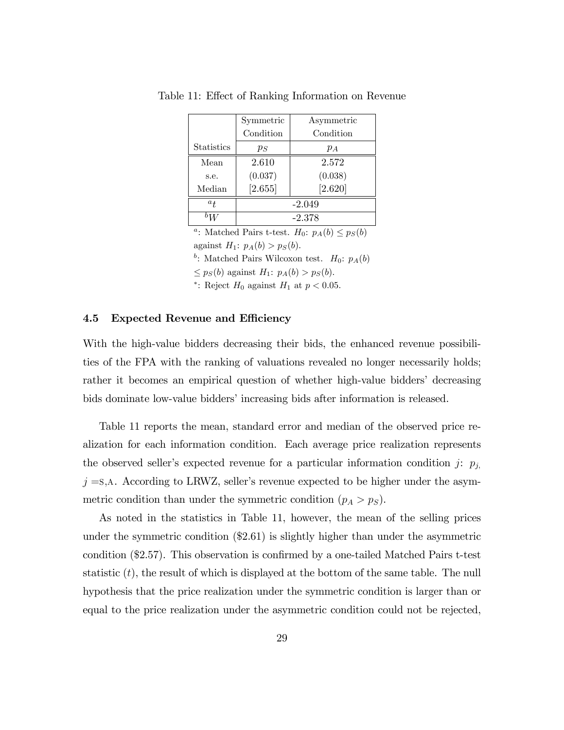Table 11: Effect of Ranking Information on Revenue

| | Symmetric Condition | Asymmetric Condition |
|---|---|---|
| Statistics | $p_S$ | $p_A$ |
| Mean | 2.610 | 2.572 |
| s.e. | (0.037) | (0.038) |
| Median | [2.655] | [2.620] |
| $^a t$ | -2.049 | |
| $^b W$ | -2.378 | |

[a]: Matched Pairs t-test. $H_0$: $p_A(b) \leq p_S(b)$ against $H_1$: $p_A(b) > p_S(b)$.

[b]: Matched Pairs Wilcoxon test. $H_0$: $p_A(b) \leq p_S(b)$ against $H_1$: $p_A(b) > p_S(b)$.

[*]: Reject $H_0$ against $H_1$ at $p < 0.05$.

### 4.5 Expected Revenue and Efficiency

With the high-value bidders decreasing their bids, the enhanced revenue possibilities of the FPA with the ranking of valuations revealed no longer necessarily holds; rather it becomes an empirical question of whether high-value bidders' decreasing bids dominate low-value bidders' increasing bids after information is released.

Table 11 reports the mean, standard error and median of the observed price realization for each information condition. Each average price realization represents the observed seller's expected revenue for a particular information condition $j$: $p_j$, $j =$S,A. According to LRWZ, seller's revenue expected to be higher under the asymmetric condition than under the symmetric condition ($p_A > p_S$).

As noted in the statistics in Table 11, however, the mean of the selling prices under the symmetric condition ($2.61) is slightly higher than under the asymmetric condition ($2.57). This observation is confirmed by a one-tailed Matched Pairs t-test statistic ($t$), the result of which is displayed at the bottom of the same table. The null hypothesis that the price realization under the symmetric condition is larger than or equal to the price realization under the asymmetric condition could not be rejected,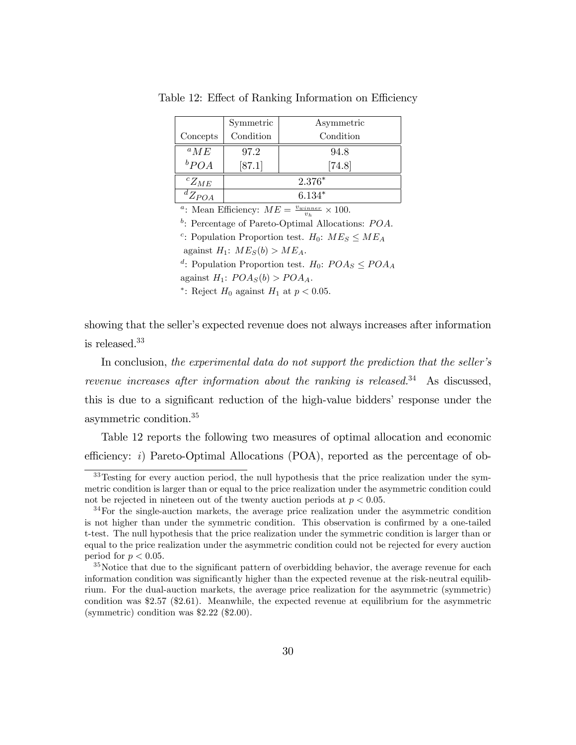Table 12: Effect of Ranking Information on Efficiency

| Concepts | Symmetric Condition | Asymmetric Condition |
|---|---|---|
| $^{a}ME$ | 97.2 | 94.8 |
| $^{b}POA$ | [87.1] | [74.8] |
| $^{c}Z_{ME}$ | $2.376^{*}$ | |
| $^{d}Z_{POA}$ | $6.134^{*}$ | |

$^{a}$: Mean Efficiency: $ME = \frac{v_{winner}}{v_h} \times 100$.

$^{b}$: Percentage of Pareto-Optimal Allocations: $POA$.

$^{c}$: Population Proportion test. $H_0$: $ME_S \leq ME_A$ against $H_1$: $ME_S(b) > ME_A$.

$^{d}$: Population Proportion test. $H_0$: $POA_S \leq POA_A$ against $H_1$: $POA_S(b) > POA_A$.

$^{*}$: Reject $H_0$ against $H_1$ at $p < 0.05$.

showing that the seller's expected revenue does not always increases after information is released.[33]

In conclusion, *the experimental data do not support the prediction that the seller's revenue increases after information about the ranking is released.*[34] As discussed, this is due to a significant reduction of the high-value bidders' response under the asymmetric condition.[35]

Table 12 reports the following two measures of optimal allocation and economic efficiency: *i*) Pareto-Optimal Allocations (POA), reported as the percentage of ob-

[33] Testing for every auction period, the null hypothesis that the price realization under the symmetric condition is larger than or equal to the price realization under the asymmetric condition could not be rejected in nineteen out of the twenty auction periods at $p < 0.05$.

[34] For the single-auction markets, the average price realization under the asymmetric condition is not higher than under the symmetric condition. This observation is confirmed by a one-tailed t-test. The null hypothesis that the price realization under the symmetric condition is larger than or equal to the price realization under the asymmetric condition could not be rejected for every auction period for $p < 0.05$.

[35] Notice that due to the significant pattern of overbidding behavior, the average revenue for each information condition was significantly higher than the expected revenue at the risk-neutral equilibrium. For the dual-auction markets, the average price realization for the asymmetric (symmetric) condition was \$2.57 (\$2.61). Meanwhile, the expected revenue at equilibrium for the asymmetric (symmetric) condition was \$2.22 (\$2.00).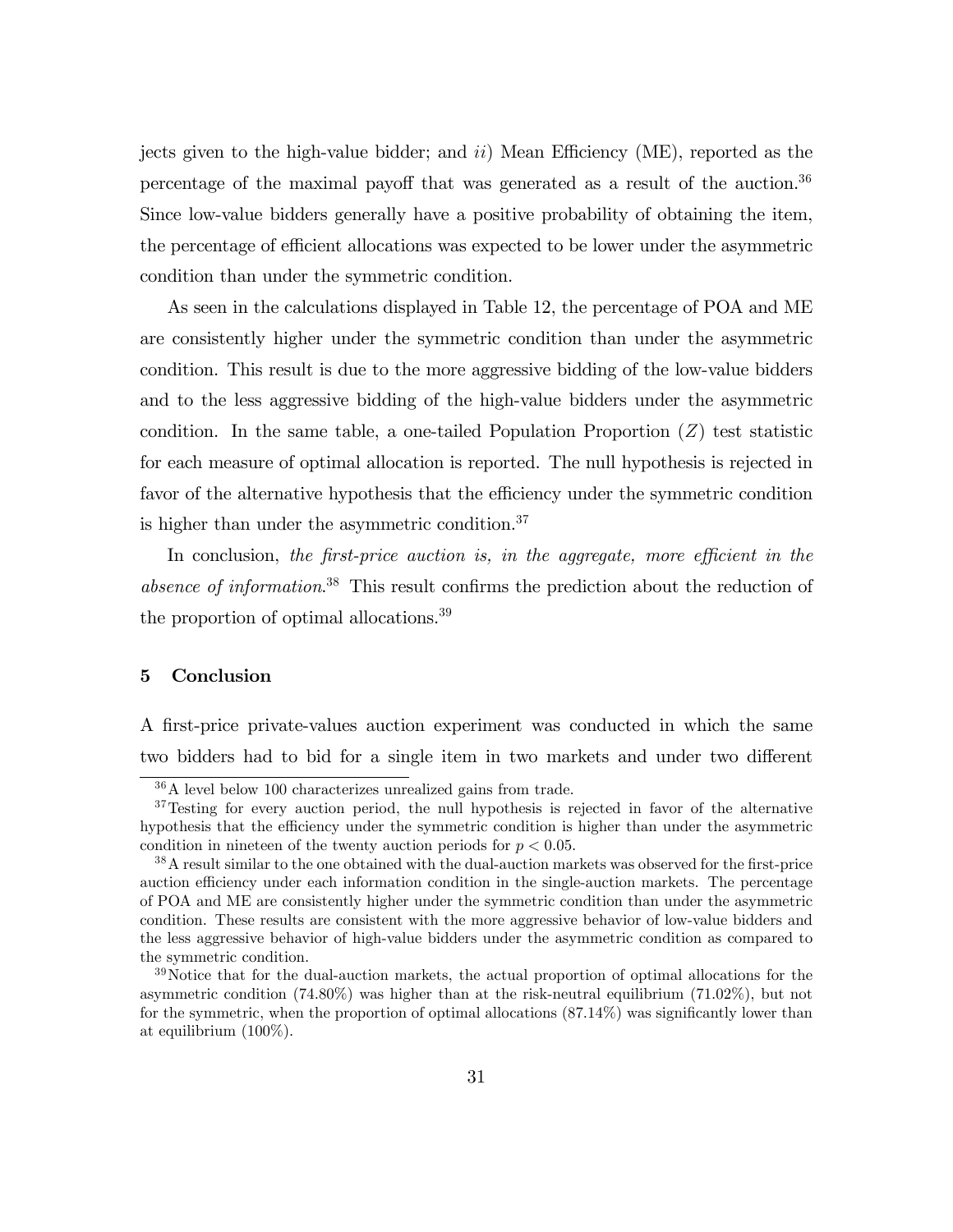jects given to the high-value bidder; and *ii*) Mean Efficiency (ME), reported as the percentage of the maximal payoff that was generated as a result of the auction.[36] Since low-value bidders generally have a positive probability of obtaining the item, the percentage of efficient allocations was expected to be lower under the asymmetric condition than under the symmetric condition.

As seen in the calculations displayed in Table 12, the percentage of POA and ME are consistently higher under the symmetric condition than under the asymmetric condition. This result is due to the more aggressive bidding of the low-value bidders and to the less aggressive bidding of the high-value bidders under the asymmetric condition. In the same table, a one-tailed Population Proportion ($Z$) test statistic for each measure of optimal allocation is reported. The null hypothesis is rejected in favor of the alternative hypothesis that the efficiency under the symmetric condition is higher than under the asymmetric condition.[37]

In conclusion, *the first-price auction is, in the aggregate, more efficient in the absence of information*.[38] This result confirms the prediction about the reduction of the proportion of optimal allocations.[39]

## 5 Conclusion

A first-price private-values auction experiment was conducted in which the same two bidders had to bid for a single item in two markets and under two different

---

[36] A level below 100 characterizes unrealized gains from trade.

[37] Testing for every auction period, the null hypothesis is rejected in favor of the alternative hypothesis that the efficiency under the symmetric condition is higher than under the asymmetric condition in nineteen of the twenty auction periods for $p < 0.05$.

[38] A result similar to the one obtained with the dual-auction markets was observed for the first-price auction efficiency under each information condition in the single-auction markets. The percentage of POA and ME are consistently higher under the symmetric condition than under the asymmetric condition. These results are consistent with the more aggressive behavior of low-value bidders and the less aggressive behavior of high-value bidders under the asymmetric condition as compared to the symmetric condition.

[39] Notice that for the dual-auction markets, the actual proportion of optimal allocations for the asymmetric condition (74.80%) was higher than at the risk-neutral equilibrium (71.02%), but not for the symmetric, when the proportion of optimal allocations (87.14%) was significantly lower than at equilibrium (100%).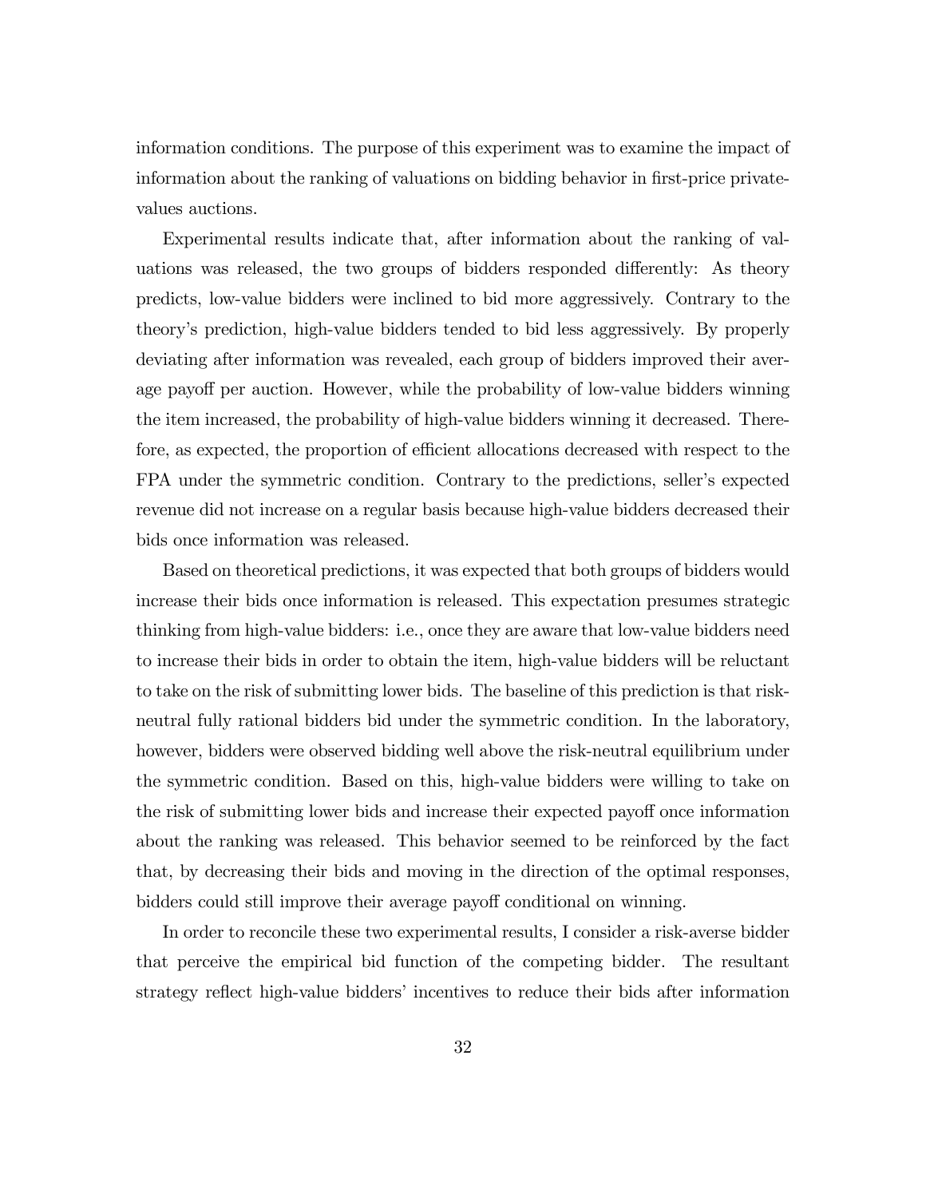information conditions. The purpose of this experiment was to examine the impact of information about the ranking of valuations on bidding behavior in first-price private-values auctions.

Experimental results indicate that, after information about the ranking of valuations was released, the two groups of bidders responded differently: As theory predicts, low-value bidders were inclined to bid more aggressively. Contrary to the theory's prediction, high-value bidders tended to bid less aggressively. By properly deviating after information was revealed, each group of bidders improved their average payoff per auction. However, while the probability of low-value bidders winning the item increased, the probability of high-value bidders winning it decreased. Therefore, as expected, the proportion of efficient allocations decreased with respect to the FPA under the symmetric condition. Contrary to the predictions, seller's expected revenue did not increase on a regular basis because high-value bidders decreased their bids once information was released.

Based on theoretical predictions, it was expected that both groups of bidders would increase their bids once information is released. This expectation presumes strategic thinking from high-value bidders: i.e., once they are aware that low-value bidders need to increase their bids in order to obtain the item, high-value bidders will be reluctant to take on the risk of submitting lower bids. The baseline of this prediction is that risk-neutral fully rational bidders bid under the symmetric condition. In the laboratory, however, bidders were observed bidding well above the risk-neutral equilibrium under the symmetric condition. Based on this, high-value bidders were willing to take on the risk of submitting lower bids and increase their expected payoff once information about the ranking was released. This behavior seemed to be reinforced by the fact that, by decreasing their bids and moving in the direction of the optimal responses, bidders could still improve their average payoff conditional on winning.

In order to reconcile these two experimental results, I consider a risk-averse bidder that perceive the empirical bid function of the competing bidder. The resultant strategy reflect high-value bidders' incentives to reduce their bids after information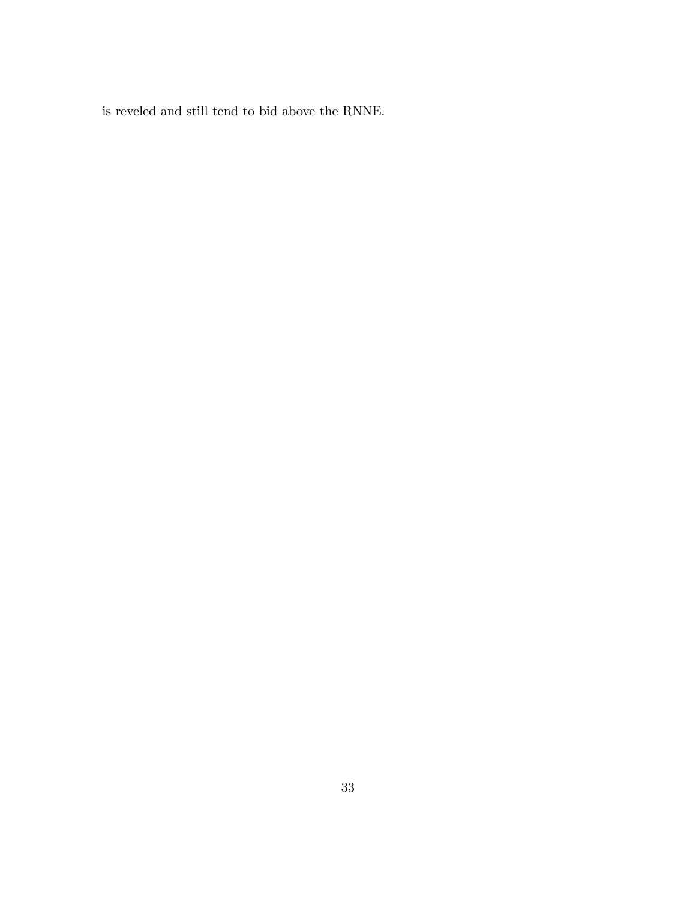is reveled and still tend to bid above the RNNE.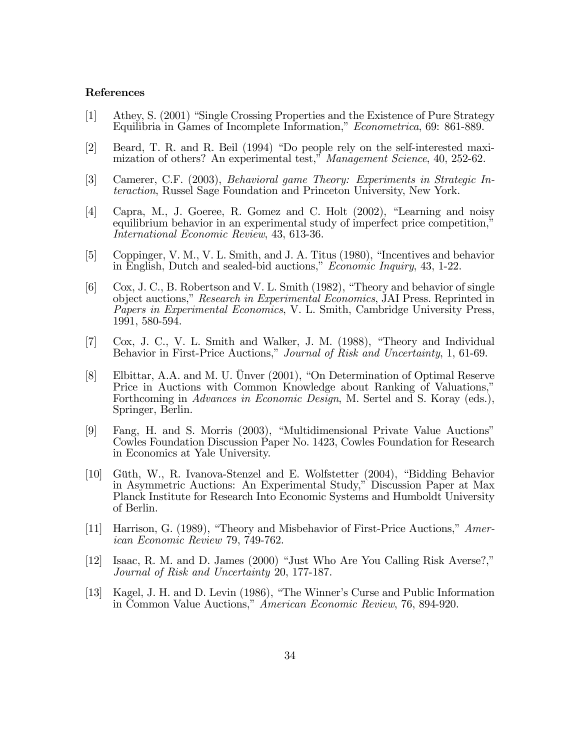**References**

[1] Athey, S. (2001) "Single Crossing Properties and the Existence of Pure Strategy Equilibria in Games of Incomplete Information," *Econometrica*, 69: 861-889.

[2] Beard, T. R. and R. Beil (1994) "Do people rely on the self-interested maximization of others? An experimental test," *Management Science*, 40, 252-62.

[3] Camerer, C.F. (2003), *Behavioral game Theory: Experiments in Strategic Interaction*, Russel Sage Foundation and Princeton University, New York.

[4] Capra, M., J. Goeree, R. Gomez and C. Holt (2002), "Learning and noisy equilibrium behavior in an experimental study of imperfect price competition," *International Economic Review*, 43, 613-36.

[5] Coppinger, V. M., V. L. Smith, and J. A. Titus (1980), "Incentives and behavior in English, Dutch and sealed-bid auctions," *Economic Inquiry*, 43, 1-22.

[6] Cox, J. C., B. Robertson and V. L. Smith (1982), "Theory and behavior of single object auctions," *Research in Experimental Economics*, JAI Press. Reprinted in *Papers in Experimental Economics*, V. L. Smith, Cambridge University Press, 1991, 580-594.

[7] Cox, J. C., V. L. Smith and Walker, J. M. (1988), "Theory and Individual Behavior in First-Price Auctions," *Journal of Risk and Uncertainty*, 1, 61-69.

[8] Elbittar, A.A. and M. U. Ünver (2001), "On Determination of Optimal Reserve Price in Auctions with Common Knowledge about Ranking of Valuations," Forthcoming in *Advances in Economic Design*, M. Sertel and S. Koray (eds.), Springer, Berlin.

[9] Fang, H. and S. Morris (2003), "Multidimensional Private Value Auctions" Cowles Foundation Discussion Paper No. 1423, Cowles Foundation for Research in Economics at Yale University.

[10] Güth, W., R. Ivanova-Stenzel and E. Wolfstetter (2004), "Bidding Behavior in Asymmetric Auctions: An Experimental Study," Discussion Paper at Max Planck Institute for Research Into Economic Systems and Humboldt University of Berlin.

[11] Harrison, G. (1989), "Theory and Misbehavior of First-Price Auctions," *American Economic Review* 79, 749-762.

[12] Isaac, R. M. and D. James (2000) "Just Who Are You Calling Risk Averse?," *Journal of Risk and Uncertainty* 20, 177-187.

[13] Kagel, J. H. and D. Levin (1986), "The Winner's Curse and Public Information in Common Value Auctions," *American Economic Review*, 76, 894-920.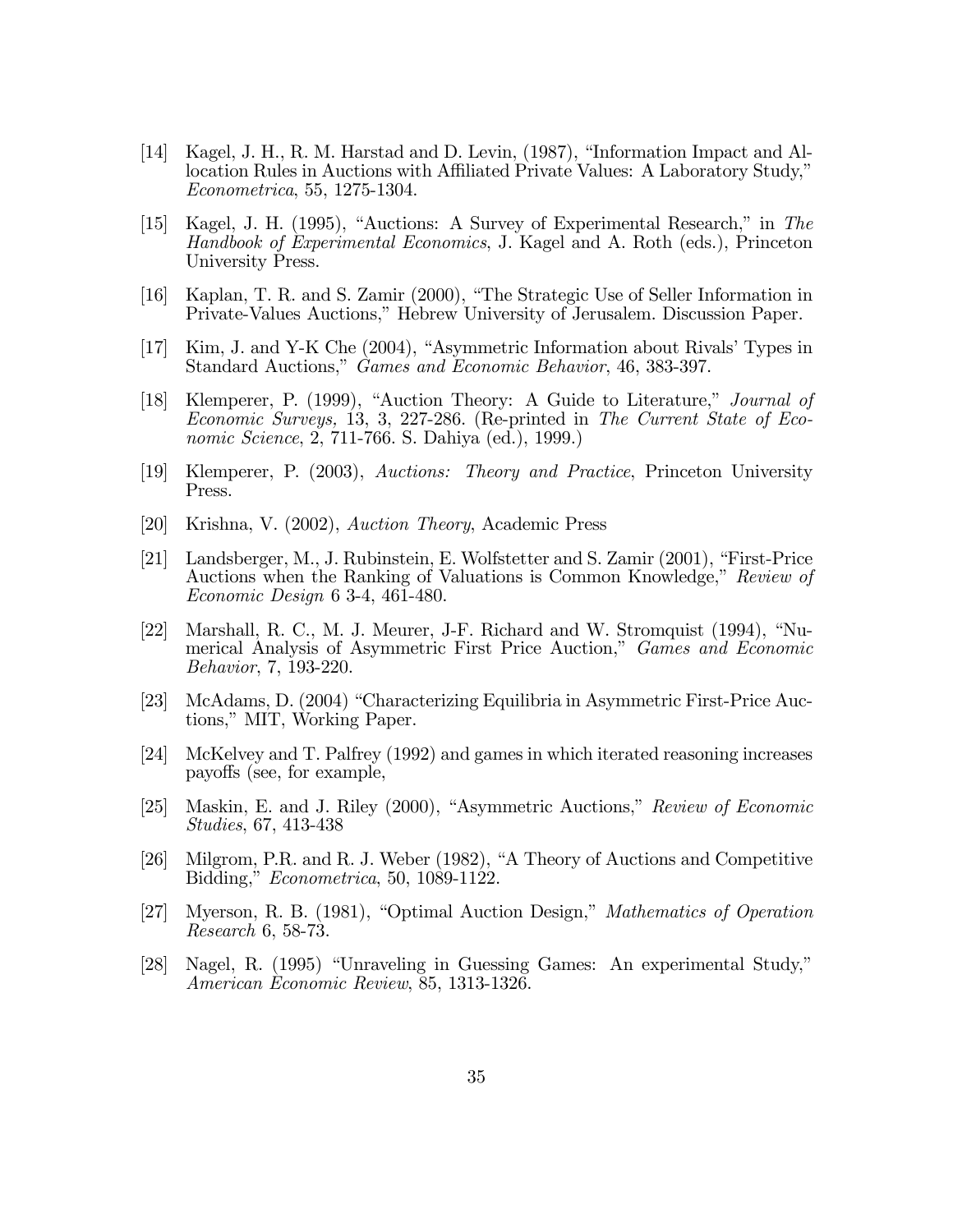[14] Kagel, J. H., R. M. Harstad and D. Levin, (1987), "Information Impact and Allocation Rules in Auctions with Affiliated Private Values: A Laboratory Study," *Econometrica*, 55, 1275-1304.

[15] Kagel, J. H. (1995), "Auctions: A Survey of Experimental Research," in *The Handbook of Experimental Economics*, J. Kagel and A. Roth (eds.), Princeton University Press.

[16] Kaplan, T. R. and S. Zamir (2000), "The Strategic Use of Seller Information in Private-Values Auctions," Hebrew University of Jerusalem. Discussion Paper.

[17] Kim, J. and Y-K Che (2004), "Asymmetric Information about Rivals' Types in Standard Auctions," *Games and Economic Behavior*, 46, 383-397.

[18] Klemperer, P. (1999), "Auction Theory: A Guide to Literature," *Journal of Economic Surveys,* 13, 3, 227-286. (Re-printed in *The Current State of Economic Science*, 2, 711-766. S. Dahiya (ed.), 1999.)

[19] Klemperer, P. (2003), *Auctions: Theory and Practice*, Princeton University Press.

[20] Krishna, V. (2002), *Auction Theory*, Academic Press

[21] Landsberger, M., J. Rubinstein, E. Wolfstetter and S. Zamir (2001), "First-Price Auctions when the Ranking of Valuations is Common Knowledge," *Review of Economic Design* 6 3-4, 461-480.

[22] Marshall, R. C., M. J. Meurer, J-F. Richard and W. Stromquist (1994), "Numerical Analysis of Asymmetric First Price Auction," *Games and Economic Behavior*, 7, 193-220.

[23] McAdams, D. (2004) "Characterizing Equilibria in Asymmetric First-Price Auctions," MIT, Working Paper.

[24] McKelvey and T. Palfrey (1992) and games in which iterated reasoning increases payoffs (see, for example,

[25] Maskin, E. and J. Riley (2000), "Asymmetric Auctions," *Review of Economic Studies*, 67, 413-438

[26] Milgrom, P.R. and R. J. Weber (1982), "A Theory of Auctions and Competitive Bidding," *Econometrica*, 50, 1089-1122.

[27] Myerson, R. B. (1981), "Optimal Auction Design," *Mathematics of Operation Research* 6, 58-73.

[28] Nagel, R. (1995) "Unraveling in Guessing Games: An experimental Study," *American Economic Review*, 85, 1313-1326.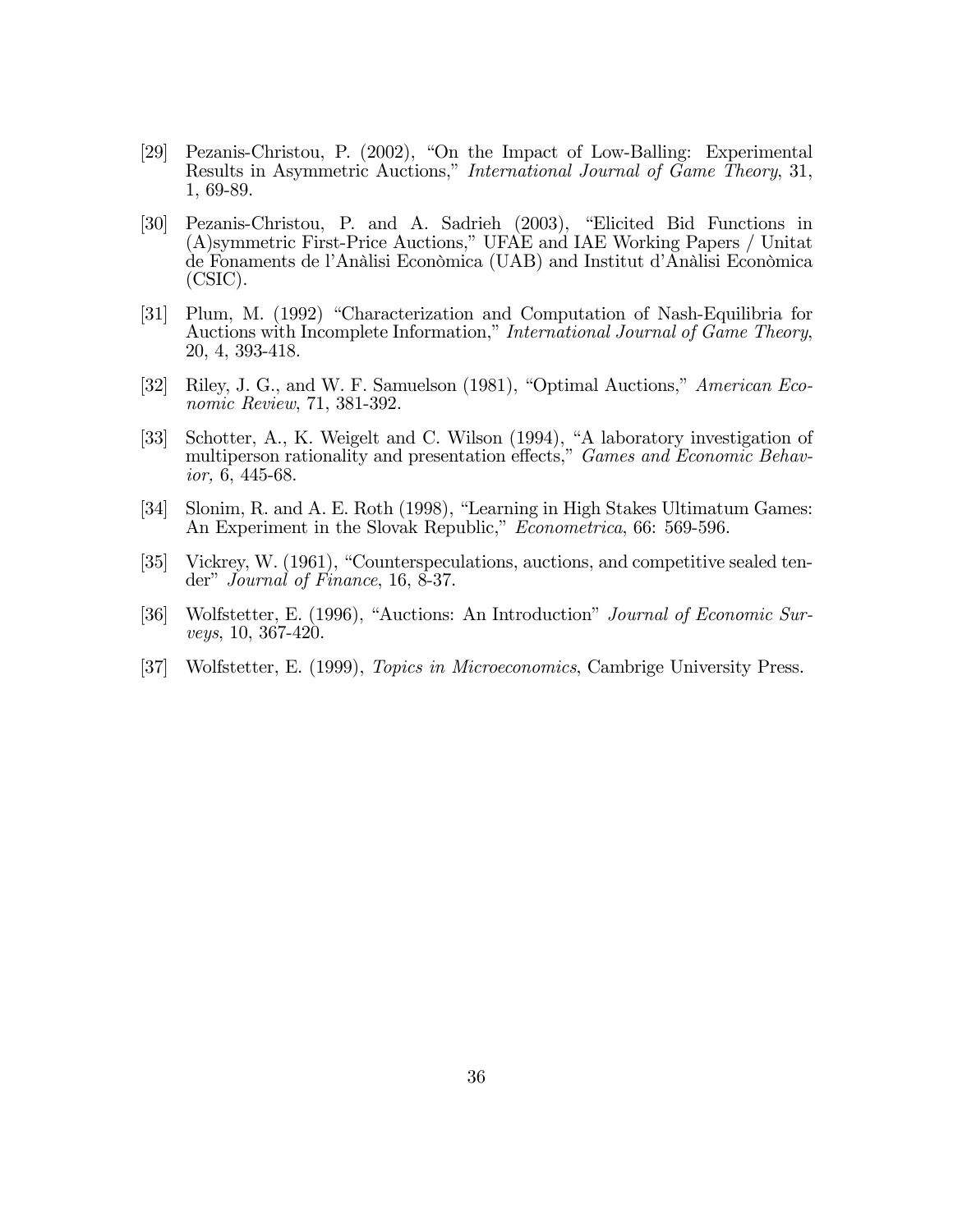[29] Pezanis-Christou, P. (2002), "On the Impact of Low-Balling: Experimental Results in Asymmetric Auctions," *International Journal of Game Theory*, 31, 1, 69-89.

[30] Pezanis-Christou, P. and A. Sadrieh (2003), "Elicited Bid Functions in (A)symmetric First-Price Auctions," UFAE and IAE Working Papers / Unitat de Fonaments de l'Anàlisi Econòmica (UAB) and Institut d'Anàlisi Econòmica (CSIC).

[31] Plum, M. (1992) "Characterization and Computation of Nash-Equilibria for Auctions with Incomplete Information," *International Journal of Game Theory*, 20, 4, 393-418.

[32] Riley, J. G., and W. F. Samuelson (1981), "Optimal Auctions," *American Economic Review*, 71, 381-392.

[33] Schotter, A., K. Weigelt and C. Wilson (1994), "A laboratory investigation of multiperson rationality and presentation effects," *Games and Economic Behavior,* 6, 445-68.

[34] Slonim, R. and A. E. Roth (1998), "Learning in High Stakes Ultimatum Games: An Experiment in the Slovak Republic," *Econometrica*, 66: 569-596.

[35] Vickrey, W. (1961), "Counterspeculations, auctions, and competitive sealed tender" *Journal of Finance*, 16, 8-37.

[36] Wolfstetter, E. (1996), "Auctions: An Introduction" *Journal of Economic Surveys*, 10, 367-420.

[37] Wolfstetter, E. (1999), *Topics in Microeconomics*, Cambrige University Press.